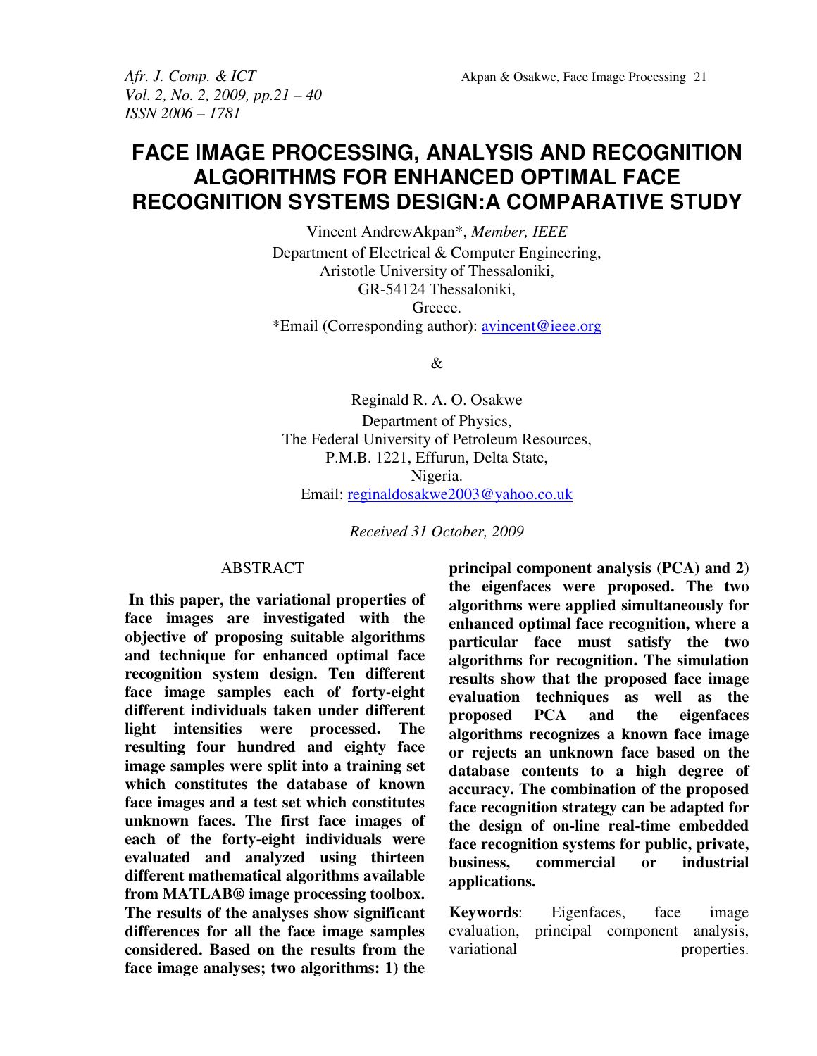# FACE IMAGE PROCESSING, ANALYSIS AND RECOGNITION ALGORITHMS FOR ENHANCED OPTIMAL FACE RECOGNITION SYSTEMS DESIGN:A COMPARATIVE STUDY

Vincent AndrewAkpan*, *Member, IEEE*
Department of Electrical & Computer Engineering,
Aristotle University of Thessaloniki,
GR-54124 Thessaloniki,
Greece.
*Email (Corresponding author): avincent@ieee.org

&

Reginald R. A. O. Osakwe
Department of Physics,
The Federal University of Petroleum Resources,
P.M.B. 1221, Effurun, Delta State,
Nigeria.
Email: reginaldosakwe2003@yahoo.co.uk

*Received 31 October, 2009*

## ABSTRACT

**In this paper, the variational properties of face images are investigated with the objective of proposing suitable algorithms and technique for enhanced optimal face recognition system design. Ten different face image samples each of forty-eight different individuals taken under different light intensities were processed. The resulting four hundred and eighty face image samples were split into a training set which constitutes the database of known face images and a test set which constitutes unknown faces. The first face images of each of the forty-eight individuals were evaluated and analyzed using thirteen different mathematical algorithms available from MATLAB® image processing toolbox. The results of the analyses show significant differences for all the face image samples considered. Based on the results from the face image analyses; two algorithms: 1) the principal component analysis (PCA) and 2) the eigenfaces were proposed. The two algorithms were applied simultaneously for enhanced optimal face recognition, where a particular face must satisfy the two algorithms for recognition. The simulation results show that the proposed face image evaluation techniques as well as the proposed PCA and the eigenfaces algorithms recognizes a known face image or rejects an unknown face based on the database contents to a high degree of accuracy. The combination of the proposed face recognition strategy can be adapted for the design of on-line real-time embedded face recognition systems for public, private, business, commercial or industrial applications.**

**Keywords**: Eigenfaces, face image evaluation, principal component analysis, variational properties.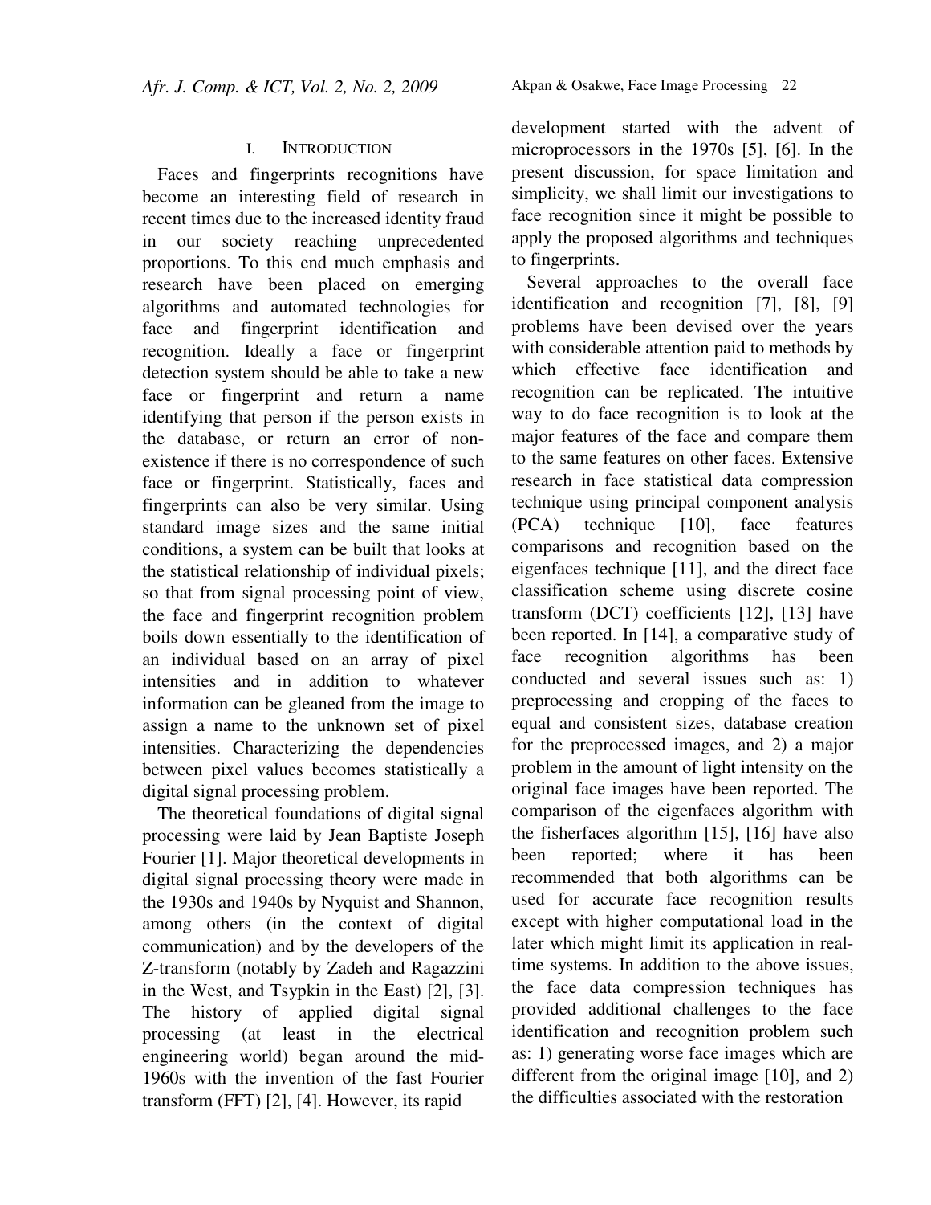## I. INTRODUCTION

Faces and fingerprints recognitions have become an interesting field of research in recent times due to the increased identity fraud in our society reaching unprecedented proportions. To this end much emphasis and research have been placed on emerging algorithms and automated technologies for face and fingerprint identification and recognition. Ideally a face or fingerprint detection system should be able to take a new face or fingerprint and return a name identifying that person if the person exists in the database, or return an error of non-existence if there is no correspondence of such face or fingerprint. Statistically, faces and fingerprints can also be very similar. Using standard image sizes and the same initial conditions, a system can be built that looks at the statistical relationship of individual pixels; so that from signal processing point of view, the face and fingerprint recognition problem boils down essentially to the identification of an individual based on an array of pixel intensities and in addition to whatever information can be gleaned from the image to assign a name to the unknown set of pixel intensities. Characterizing the dependencies between pixel values becomes statistically a digital signal processing problem.

The theoretical foundations of digital signal processing were laid by Jean Baptiste Joseph Fourier [1]. Major theoretical developments in digital signal processing theory were made in the 1930s and 1940s by Nyquist and Shannon, among others (in the context of digital communication) and by the developers of the Z-transform (notably by Zadeh and Ragazzini in the West, and Tsypkin in the East) [2], [3]. The history of applied digital signal processing (at least in the electrical engineering world) began around the mid-1960s with the invention of the fast Fourier transform (FFT) [2], [4]. However, its rapid development started with the advent of microprocessors in the 1970s [5], [6]. In the present discussion, for space limitation and simplicity, we shall limit our investigations to face recognition since it might be possible to apply the proposed algorithms and techniques to fingerprints.

Several approaches to the overall face identification and recognition [7], [8], [9] problems have been devised over the years with considerable attention paid to methods by which effective face identification and recognition can be replicated. The intuitive way to do face recognition is to look at the major features of the face and compare them to the same features on other faces. Extensive research in face statistical data compression technique using principal component analysis (PCA) technique [10], face features comparisons and recognition based on the eigenfaces technique [11], and the direct face classification scheme using discrete cosine transform (DCT) coefficients [12], [13] have been reported. In [14], a comparative study of face recognition algorithms has been conducted and several issues such as: 1) preprocessing and cropping of the faces to equal and consistent sizes, database creation for the preprocessed images, and 2) a major problem in the amount of light intensity on the original face images have been reported. The comparison of the eigenfaces algorithm with the fisherfaces algorithm [15], [16] have also been reported; where it has been recommended that both algorithms can be used for accurate face recognition results except with higher computational load in the later which might limit its application in real-time systems. In addition to the above issues, the face data compression techniques has provided additional challenges to the face identification and recognition problem such as: 1) generating worse face images which are different from the original image [10], and 2) the difficulties associated with the restoration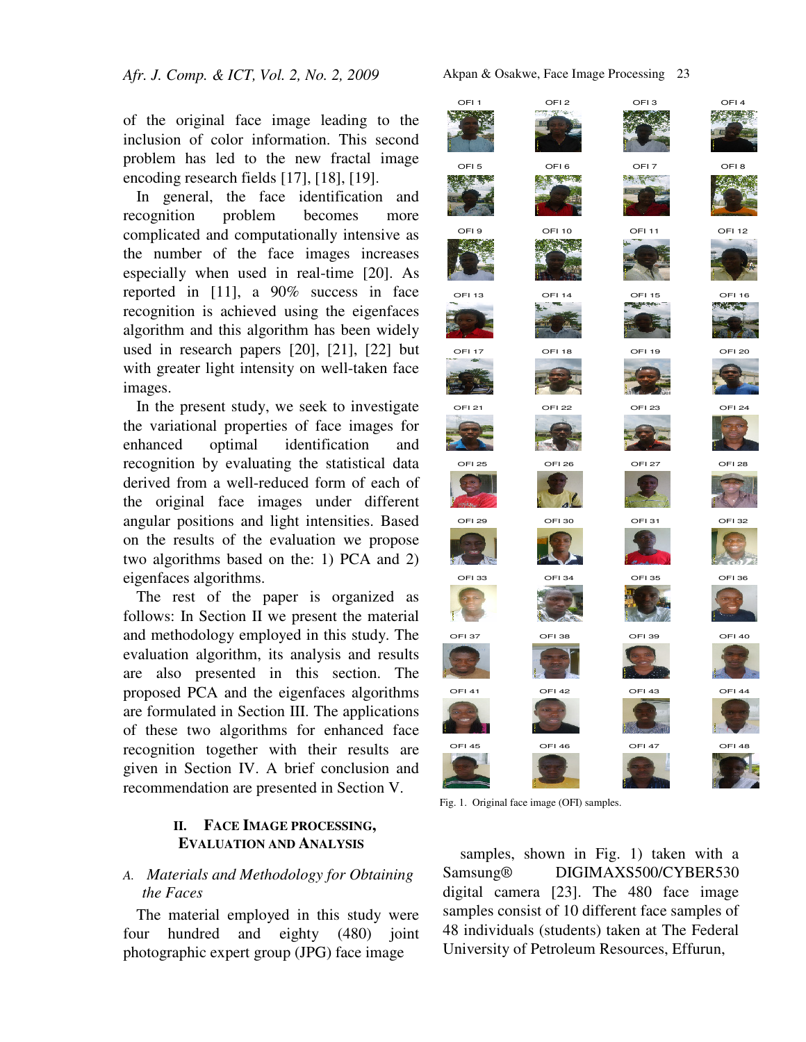of the original face image leading to the inclusion of color information. This second problem has led to the new fractal image encoding research fields [17], [18], [19].

In general, the face identification and recognition problem becomes more complicated and computationally intensive as the number of the face images increases especially when used in real-time [20]. As reported in [11], a 90% success in face recognition is achieved using the eigenfaces algorithm and this algorithm has been widely used in research papers [20], [21], [22] but with greater light intensity on well-taken face images.

In the present study, we seek to investigate the variational properties of face images for enhanced optimal identification and recognition by evaluating the statistical data derived from a well-reduced form of each of the original face images under different angular positions and light intensities. Based on the results of the evaluation we propose two algorithms based on the: 1) PCA and 2) eigenfaces algorithms.

The rest of the paper is organized as follows: In Section II we present the material and methodology employed in this study. The evaluation algorithm, its analysis and results are also presented in this section. The proposed PCA and the eigenfaces algorithms are formulated in Section III. The applications of these two algorithms for enhanced face recognition together with their results are given in Section IV. A brief conclusion and recommendation are presented in Section V.

## II. Face Image Processing, Evaluation and Analysis

### A. Materials and Methodology for Obtaining the Faces

The material employed in this study were four hundred and eighty (480) joint photographic expert group (JPG) face image samples, shown in Fig. 1) taken with a Samsung® DIGIMAXS500/CYBER530 digital camera [23]. The 480 face image samples consist of 10 different face samples of 48 individuals (students) taken at The Federal University of Petroleum Resources, Effurun,

Fig. 1. Original face image (OFI) samples.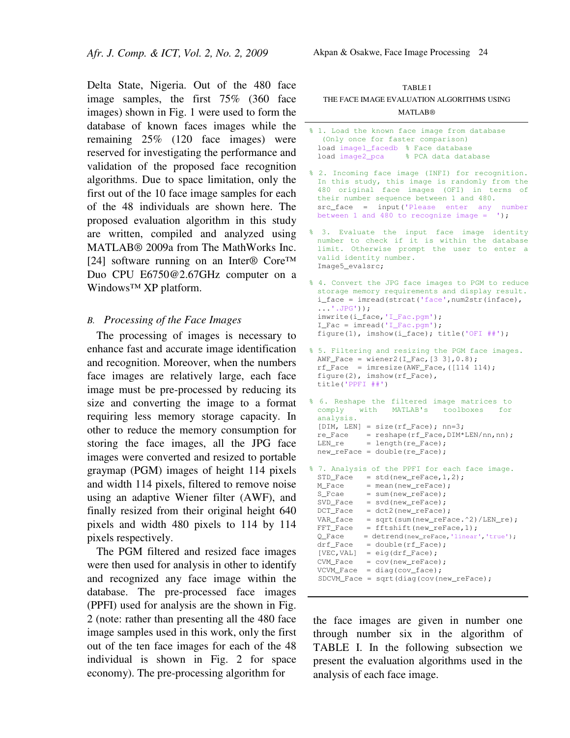Delta State, Nigeria. Out of the 480 face image samples, the first 75% (360 face images) shown in Fig. 1 were used to form the database of known faces images while the remaining 25% (120 face images) were reserved for investigating the performance and validation of the proposed face recognition algorithms. Due to space limitation, only the first out of the 10 face image samples for each of the 48 individuals are shown here. The proposed evaluation algorithm in this study are written, compiled and analyzed using MATLAB® 2009a from The MathWorks Inc. [24] software running on an Inter® Core™ Duo CPU E6750@2.67GHz computer on a Windows™ XP platform.

### *B. Processing of the Face Images*

The processing of images is necessary to enhance fast and accurate image identification and recognition. Moreover, when the numbers face images are relatively large, each face image must be pre-processed by reducing its size and converting the image to a format requiring less memory storage capacity. In other to reduce the memory consumption for storing the face images, all the JPG face images were converted and resized to portable graymap (PGM) images of height 114 pixels and width 114 pixels, filtered to remove noise using an adaptive Wiener filter (AWF), and finally resized from their original height 640 pixels and width 480 pixels to 114 by 114 pixels respectively.

The PGM filtered and resized face images were then used for analysis in other to identify and recognized any face image within the database. The pre-processed face images (PPFI) used for analysis are the shown in Fig. 2 (note: rather than presenting all the 480 face image samples used in this work, only the first out of the ten face images for each of the 48 individual is shown in Fig. 2 for space economy). The pre-processing algorithm for the face images are given in number one through number six in the algorithm of TABLE I. In the following subsection we present the evaluation algorithms used in the analysis of each face image.

TABLE I
THE FACE IMAGE EVALUATION ALGORITHMS USING MATLAB®

```
% 1. Load the known face image from database
   (Only once for faster comparison)
  load image1_facedb  % Face database
  load image2_pca     % PCA data database

% 2. Incoming face image (INFI) for recognition.
  In this study, this image is randomly from the
  480 original face images (OFI) in terms of
  their number sequence between 1 and 480.
  src_face  =  input('Please  enter  any  number
  between 1 and 480 to recognize image =  ');

%  3. Evaluate the input face image identity
  number to check if it is within the database
  limit. Otherwise prompt the user to enter a
  valid identity number.
  Image5_evalsrc;

% 4. Convert the JPG face images to PGM to reduce
  storage memory requirements and display result.
  i_face = imread(strcat('face',num2str(inface),
  ...'.JPG'));
  imwrite(i_face,'I_Fac.pgm');
  I_Fac = imread('I_Fac.pgm');
  figure(1), imshow(i_face); title('OFI ##');

% 5. Filtering and resizing the PGM face images.
  AWF_Face = wiener2(I_Fac,[3 3],0.8);
  rf_Face  = imresize(AWF_Face,([114 114);
  figure(2), imshow(rf_Face),
  title('PPFI ##')

% 6. Reshape the filtered image matrices to
  comply   with   MATLAB's   toolboxes   for
  analysis.
  [DIM, LEN] = size(rf_Face); nn=3;
  re_Face    = reshape(rf_Face,DIM*LEN/nn,nn);
  LEN_re     = length(re_Face);
  new_reFace = double(re_Face);

% 7. Analysis of the PPFI for each face image.
  STD_Face   = std(new_reFace,1,2);
  M_Face     = mean(new_reFace);
  S_Fcae     = sum(new_reFace);
  SVD_Face   = svd(new_reFace);
  DCT_Face   = dct2(new_reFace);
  VAR_face   = sqrt(sum(new_reFace.^2)/LEN_re);
  FFT_Face   = fftshift(new_reFace,1);
  Q_Face     = detrend(new_reFace,'linear','true');
  drf_Face   = double(rf_Face);
  [VEC,VAL]  = eig(drf_Face);
  CVM_Face   = cov(new_reFace);
  VCVM_Face  = diag(cov_face);
  SDCVM_Face = sqrt(diag(cov(new_reFace);
```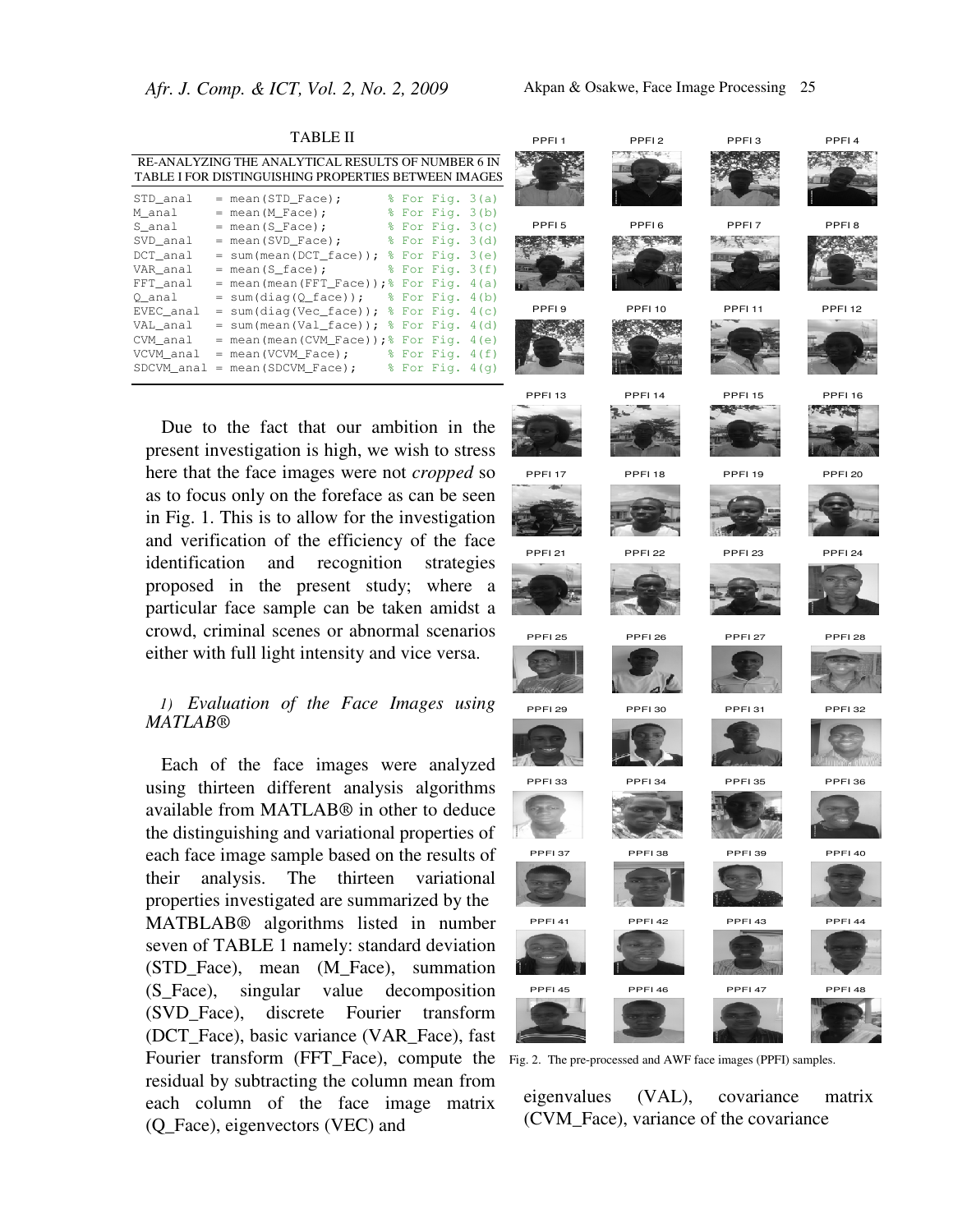TABLE II

RE-ANALYZING THE ANALYTICAL RESULTS OF NUMBER 6 IN TABLE I FOR DISTINGUISHING PROPERTIES BETWEEN IMAGES

```
STD_anal   = mean(STD_Face);        % For Fig. 3(a)
M_anal     = mean(M_Face);          % For Fig. 3(b)
S_anal     = mean(S_Face);          % For Fig. 3(c)
SVD_anal   = mean(SVD_Face);        % For Fig. 3(d)
DCT_anal   = sum(mean(DCT_face));   % For Fig. 3(e)
VAR_anal   = mean(S_face);          % For Fig. 3(f)
FFT_anal   = mean(mean(FFT_Face));% For Fig. 4(a)
Q_anal     = sum(diag(Q_face));     % For Fig. 4(b)
EVEC_anal  = sum(diag(Vec_face)); % For Fig. 4(c)
VAL_anal   = sum(mean(Val_face)); % For Fig. 4(d)
CVM_anal   = mean(mean(CVM_Face));% For Fig. 4(e)
VCVM_anal  = mean(VCVM_Face);       % For Fig. 4(f)
SDCVM_anal = mean(SDCVM_Face);      % For Fig. 4(g)
```

Due to the fact that our ambition in the present investigation is high, we wish to stress here that the face images were not *cropped* so as to focus only on the foreface as can be seen in Fig. 1. This is to allow for the investigation and verification of the efficiency of the face identification and recognition strategies proposed in the present study; where a particular face sample can be taken amidst a crowd, criminal scenes or abnormal scenarios either with full light intensity and vice versa.

### 1) *Evaluation of the Face Images using MATLAB®*

Each of the face images were analyzed using thirteen different analysis algorithms available from MATLAB® in other to deduce the distinguishing and variational properties of each face image sample based on the results of their analysis. The thirteen variational properties investigated are summarized by the MATBLAB® algorithms listed in number seven of TABLE 1 namely: standard deviation (STD_Face), mean (M_Face), summation (S_Face), singular value decomposition (SVD_Face), discrete Fourier transform (DCT_Face), basic variance (VAR_Face), fast Fourier transform (FFT_Face), compute the residual by subtracting the column mean from each column of the face image matrix (Q_Face), eigenvectors (VEC) and eigenvalues (VAL), covariance matrix (CVM_Face), variance of the covariance

Fig. 2. The pre-processed and AWF face images (PPFI) samples.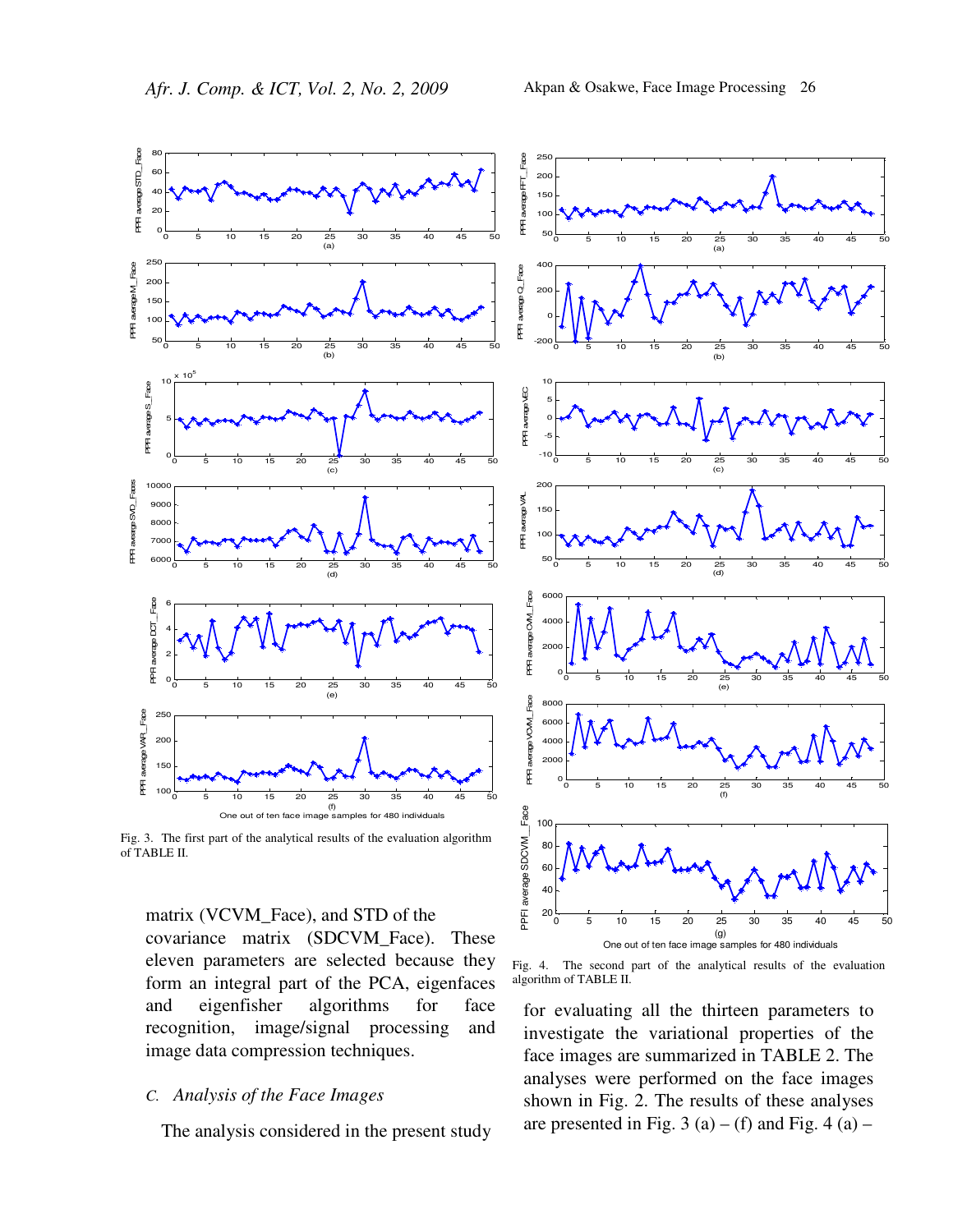Fig. 3. The first part of the analytical results of the evaluation algorithm of TABLE II.

Fig. 4. The second part of the analytical results of the evaluation algorithm of TABLE II.

matrix (VCVM_Face), and STD of the covariance matrix (SDCVM_Face). These eleven parameters are selected because they form an integral part of the PCA, eigenfaces and eigenfisher algorithms for face recognition, image/signal processing and image data compression techniques.

### *C. Analysis of the Face Images*

The analysis considered in the present study for evaluating all the thirteen parameters to investigate the variational properties of the face images are summarized in TABLE 2. The analyses were performed on the face images shown in Fig. 2. The results of these analyses are presented in Fig. 3 (a) – (f) and Fig. 4 (a) –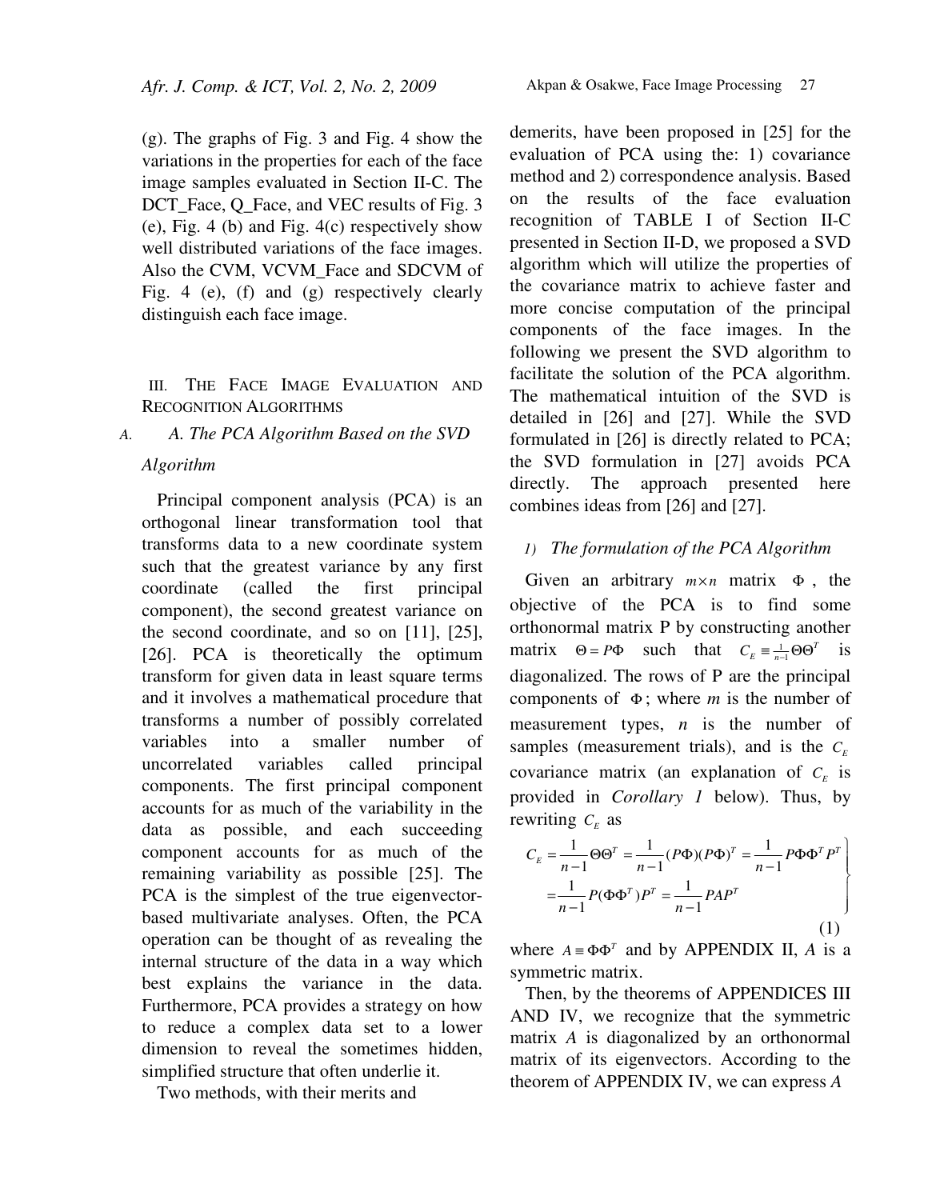(g). The graphs of Fig. 3 and Fig. 4 show the variations in the properties for each of the face image samples evaluated in Section II-C. The DCT_Face, Q_Face, and VEC results of Fig. 3 (e), Fig. 4 (b) and Fig. 4(c) respectively show well distributed variations of the face images. Also the CVM, VCVM_Face and SDCVM of Fig. 4 (e), (f) and (g) respectively clearly distinguish each face image.

## III. The Face Image Evaluation and Recognition Algorithms

### A. The PCA Algorithm Based on the SVD Algorithm

Principal component analysis (PCA) is an orthogonal linear transformation tool that transforms data to a new coordinate system such that the greatest variance by any first coordinate (called the first principal component), the second greatest variance on the second coordinate, and so on [11], [25], [26]. PCA is theoretically the optimum transform for given data in least square terms and it involves a mathematical procedure that transforms a number of possibly correlated variables into a smaller number of uncorrelated variables called principal components. The first principal component accounts for as much of the variability in the data as possible, and each succeeding component accounts for as much of the remaining variability as possible [25]. The PCA is the simplest of the true eigenvector-based multivariate analyses. Often, the PCA operation can be thought of as revealing the internal structure of the data in a way which best explains the variance in the data. Furthermore, PCA provides a strategy on how to reduce a complex data set to a lower dimension to reveal the sometimes hidden, simplified structure that often underlie it.

Two methods, with their merits and demerits, have been proposed in [25] for the evaluation of PCA using the: 1) covariance method and 2) correspondence analysis. Based on the results of the face evaluation recognition of TABLE I of Section II-C presented in Section II-D, we proposed a SVD algorithm which will utilize the properties of the covariance matrix to achieve faster and more concise computation of the principal components of the face images. In the following we present the SVD algorithm to facilitate the solution of the PCA algorithm. The mathematical intuition of the SVD is detailed in [26] and [27]. While the SVD formulated in [26] is directly related to PCA; the SVD formulation in [27] avoids PCA directly. The approach presented here combines ideas from [26] and [27].

#### 1) The formulation of the PCA Algorithm

Given an arbitrary $m \times n$ matrix $\Phi$, the objective of the PCA is to find some orthonormal matrix P by constructing another matrix $\Theta = P\Phi$ such that $C_E \equiv \frac{1}{n-1}\Theta\Theta^T$ is diagonalized. The rows of P are the principal components of $\Phi$; where *m* is the number of measurement types, *n* is the number of samples (measurement trials), and is the $C_E$ covariance matrix (an explanation of $C_E$ is provided in *Corollary 1* below). Thus, by rewriting $C_E$ as

$$\left.\begin{aligned} C_E &= \frac{1}{n-1}\Theta\Theta^T = \frac{1}{n-1}(P\Phi)(P\Phi)^T = \frac{1}{n-1}P\Phi\Phi^T P^T \\ &= \frac{1}{n-1}P(\Phi\Phi^T)P^T = \frac{1}{n-1}PAP^T \end{aligned}\right\} \tag{1}$$

where $A \equiv \Phi\Phi^T$ and by APPENDIX II, *A* is a symmetric matrix.

Then, by the theorems of APPENDICES III AND IV, we recognize that the symmetric matrix *A* is diagonalized by an orthonormal matrix of its eigenvectors. According to the theorem of APPENDIX IV, we can express *A*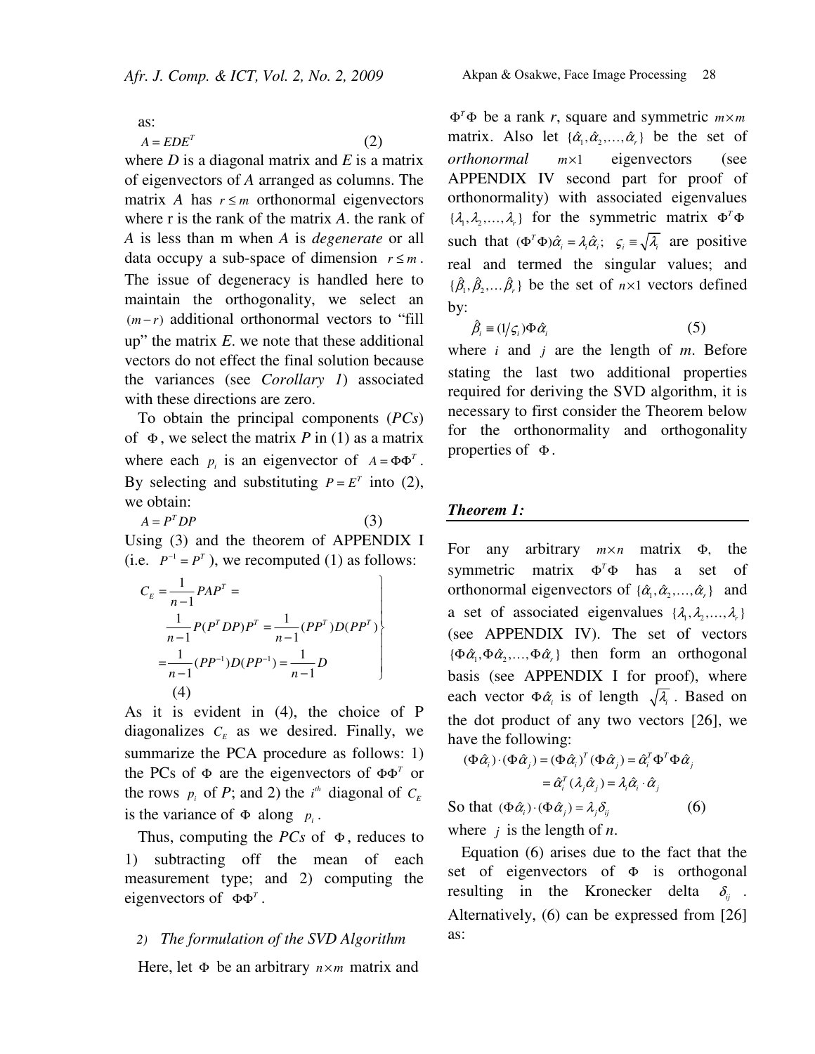as:

$$A = EDE^T \tag{2}$$

where *D* is a diagonal matrix and *E* is a matrix of eigenvectors of *A* arranged as columns. The matrix *A* has $r \leq m$ orthonormal eigenvectors where r is the rank of the matrix *A*. the rank of *A* is less than m when *A* is *degenerate* or all data occupy a sub-space of dimension $r \leq m$. The issue of degeneracy is handled here to maintain the orthogonality, we select an $(m-r)$ additional orthonormal vectors to "fill up" the matrix *E*. we note that these additional vectors do not effect the final solution because the variances (see *Corollary 1*) associated with these directions are zero.

To obtain the principal components (*PCs*) of $\Phi$, we select the matrix *P* in (1) as a matrix where each $p_i$ is an eigenvector of $A = \Phi\Phi^T$. By selecting and substituting $P = E^T$ into (2), we obtain:

$$A = P^T DP \tag{3}$$

Using (3) and the theorem of APPENDIX I (i.e. $P^{-1} = P^T$), we recomputed (1) as follows:

$$\left.\begin{aligned} C_E &= \frac{1}{n-1} PAP^T = \\ &\frac{1}{n-1} P(P^T DP)P^T = \frac{1}{n-1}(PP^T)D(PP^T) \\ &= \frac{1}{n-1}(PP^{-1})D(PP^{-1}) = \frac{1}{n-1}D \end{aligned}\right\} \tag{4}$$

As it is evident in (4), the choice of P diagonalizes $C_E$ as we desired. Finally, we summarize the PCA procedure as follows: 1) the PCs of $\Phi$ are the eigenvectors of $\Phi\Phi^T$ or the rows $p_i$ of *P*; and 2) the $i^{th}$ diagonal of $C_E$ is the variance of $\Phi$ along $p_i$.

Thus, computing the *PCs* of $\Phi$, reduces to 1) subtracting off the mean of each measurement type; and 2) computing the eigenvectors of $\Phi\Phi^T$.

### 2) *The formulation of the SVD Algorithm*

Here, let $\Phi$ be an arbitrary $n \times m$ matrix and $\Phi^T\Phi$ be a rank *r*, square and symmetric $m \times m$ matrix. Also let $\{\hat{\alpha}_1, \hat{\alpha}_2, \ldots, \hat{\alpha}_r\}$ be the set of *orthonormal* $m \times 1$ eigenvectors (see APPENDIX IV second part for proof of orthonormality) with associated eigenvalues $\{\lambda_1, \lambda_2, \ldots, \lambda_r\}$ for the symmetric matrix $\Phi^T\Phi$ such that $(\Phi^T\Phi)\hat{\alpha}_i = \lambda_i\hat{\alpha}_i$; $\varsigma_i \equiv \sqrt{\lambda_i}$ are positive real and termed the singular values; and $\{\hat{\beta}_1, \hat{\beta}_2, \ldots \hat{\beta}_r\}$ be the set of $n \times 1$ vectors defined by:

$$\hat{\beta}_i \equiv (1/\varsigma_i)\Phi\hat{\alpha}_i \tag{5}$$

where $i$ and $j$ are the length of *m*. Before stating the last two additional properties required for deriving the SVD algorithm, it is necessary to first consider the Theorem below for the orthonormality and orthogonality properties of $\Phi$.

#### *Theorem 1:*

For any arbitrary $m \times n$ matrix $\Phi$, the symmetric matrix $\Phi^T\Phi$ has a set of orthonormal eigenvectors of $\{\hat{\alpha}_1, \hat{\alpha}_2, \ldots, \hat{\alpha}_r\}$ and a set of associated eigenvalues $\{\lambda_1, \lambda_2, \ldots, \lambda_r\}$ (see APPENDIX IV). The set of vectors $\{\Phi\hat{\alpha}_1, \Phi\hat{\alpha}_2, \ldots, \Phi\hat{\alpha}_r\}$ then form an orthogonal basis (see APPENDIX I for proof), where each vector $\Phi\hat{\alpha}_i$ is of length $\sqrt{\lambda_i}$. Based on the dot product of any two vectors [26], we have the following:

$$\begin{aligned} (\Phi\hat{\alpha}_i) \cdot (\Phi\hat{\alpha}_j) &= (\Phi\hat{\alpha}_i)^T(\Phi\hat{\alpha}_j) = \hat{\alpha}_i^T\Phi^T\Phi\hat{\alpha}_j \\ &= \hat{\alpha}_i^T(\lambda_j\hat{\alpha}_j) = \lambda_i\hat{\alpha}_i \cdot \hat{\alpha}_j \end{aligned}$$

So that $(\Phi\hat{\alpha}_i) \cdot (\Phi\hat{\alpha}_j) = \lambda_j\delta_{ij}$ (6)

where $j$ is the length of *n*.

Equation (6) arises due to the fact that the set of eigenvectors of $\Phi$ is orthogonal resulting in the Kronecker delta $\delta_{ij}$. Alternatively, (6) can be expressed from [26] as: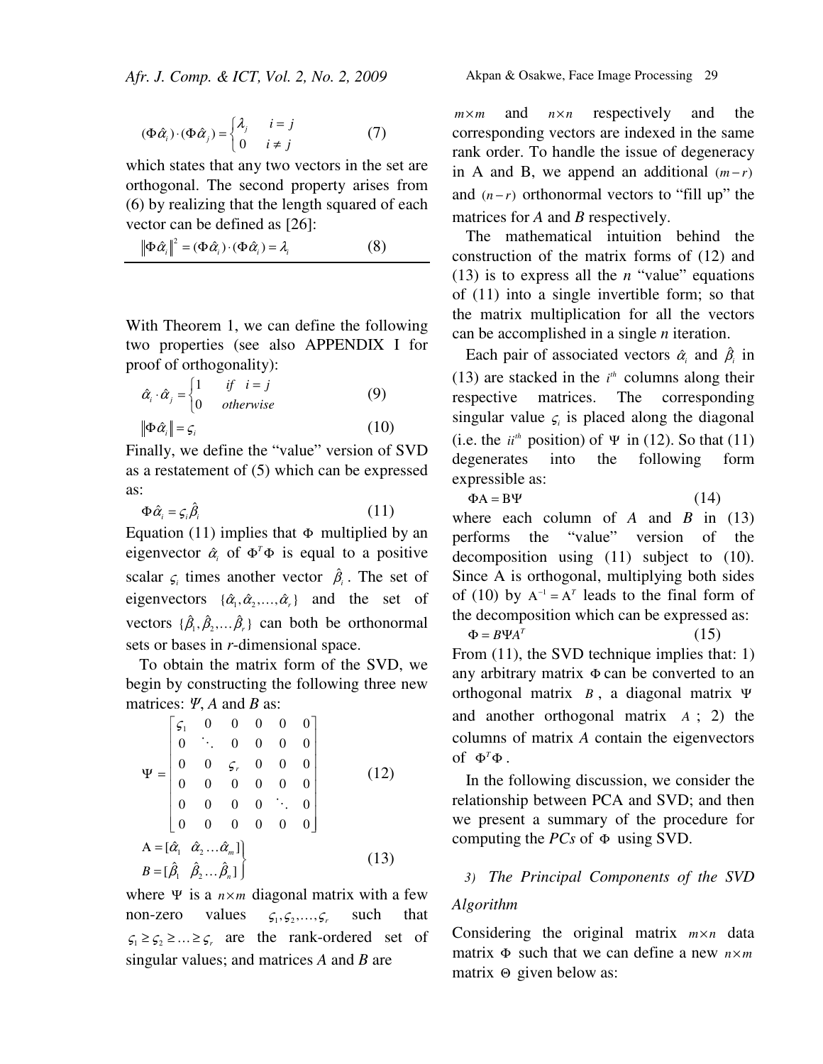$$(\Phi\hat{\alpha}_i)\cdot(\Phi\hat{\alpha}_j)=\begin{cases}\lambda_j & i=j\\ 0 & i\neq j\end{cases} \qquad (7)$$

which states that any two vectors in the set are orthogonal. The second property arises from (6) by realizing that the length squared of each vector can be defined as [26]:

$$\|\Phi\hat{\alpha}_i\|^2=(\Phi\hat{\alpha}_i)\cdot(\Phi\hat{\alpha}_i)=\lambda_i \qquad (8)$$

---

With Theorem 1, we can define the following two properties (see also APPENDIX I for proof of orthogonality):

$$\hat{\alpha}_i\cdot\hat{\alpha}_j=\begin{cases}1 & if \quad i=j\\ 0 & otherwise\end{cases} \qquad (9)$$

$$\|\Phi\hat{\alpha}_i\|=\varsigma_i \qquad (10)$$

Finally, we define the "value" version of SVD as a restatement of (5) which can be expressed as:

$$\Phi\hat{\alpha}_i=\varsigma_i\hat{\beta}_i \qquad (11)$$

Equation (11) implies that $\Phi$ multiplied by an eigenvector $\hat{\alpha}_i$ of $\Phi^T\Phi$ is equal to a positive scalar $\varsigma_i$ times another vector $\hat{\beta}_i$. The set of eigenvectors $\{\hat{\alpha}_1,\hat{\alpha}_2,\ldots,\hat{\alpha}_r\}$ and the set of vectors $\{\hat{\beta}_1,\hat{\beta}_2,\ldots\hat{\beta}_r\}$ can both be orthonormal sets or bases in *r*-dimensional space.

To obtain the matrix form of the SVD, we begin by constructing the following three new matrices: *Ψ*, *A* and *B* as:

$$\Psi=\begin{bmatrix}\varsigma_1 & 0 & 0 & 0 & 0 & 0\\ 0 & \ddots & 0 & 0 & 0 & 0\\ 0 & 0 & \varsigma_r & 0 & 0 & 0\\ 0 & 0 & 0 & 0 & 0 & 0\\ 0 & 0 & 0 & 0 & \ddots & 0\\ 0 & 0 & 0 & 0 & 0 & 0\end{bmatrix} \qquad (12)$$

$$\left.\begin{aligned}A&=[\hat{\alpha}_1 \quad \hat{\alpha}_2\ldots\hat{\alpha}_m]\\ B&=[\hat{\beta}_1 \quad \hat{\beta}_2\ldots\hat{\beta}_n]\end{aligned}\right\} \qquad (13)$$

where $\Psi$ is a $n\times m$ diagonal matrix with a few non-zero values $\varsigma_1,\varsigma_2,\ldots,\varsigma_r$ such that $\varsigma_1\geq\varsigma_2\geq\ldots\geq\varsigma_r$ are the rank-ordered set of singular values; and matrices *A* and *B* are $m\times m$ and $n\times n$ respectively and the corresponding vectors are indexed in the same rank order. To handle the issue of degeneracy in A and B, we append an additional $(m-r)$ and $(n-r)$ orthonormal vectors to "fill up" the matrices for *A* and *B* respectively.

The mathematical intuition behind the construction of the matrix forms of (12) and (13) is to express all the *n* "value" equations of (11) into a single invertible form; so that the matrix multiplication for all the vectors can be accomplished in a single *n* iteration.

Each pair of associated vectors $\hat{\alpha}_i$ and $\hat{\beta}_i$ in (13) are stacked in the $i^{th}$ columns along their respective matrices. The corresponding singular value $\varsigma_i$ is placed along the diagonal (i.e. the $ii^{th}$ position) of $\Psi$ in (12). So that (11) degenerates into the following form expressible as:

$$\Phi A=B\Psi \qquad (14)$$

where each column of *A* and *B* in (13) performs the "value" version of the decomposition using (11) subject to (10). Since A is orthogonal, multiplying both sides of (10) by $A^{-1}=A^T$ leads to the final form of the decomposition which can be expressed as:

$$\Phi=B\Psi A^T \qquad (15)$$

From (11), the SVD technique implies that: 1) any arbitrary matrix $\Phi$ can be converted to an orthogonal matrix $B$, a diagonal matrix $\Psi$ and another orthogonal matrix $A$; 2) the columns of matrix *A* contain the eigenvectors of $\Phi^T\Phi$.

In the following discussion, we consider the relationship between PCA and SVD; and then we present a summary of the procedure for computing the *PCs* of $\Phi$ using SVD.

### *3) The Principal Components of the SVD Algorithm*

Considering the original matrix $m\times n$ data matrix $\Phi$ such that we can define a new $n\times m$ matrix $\Theta$ given below as: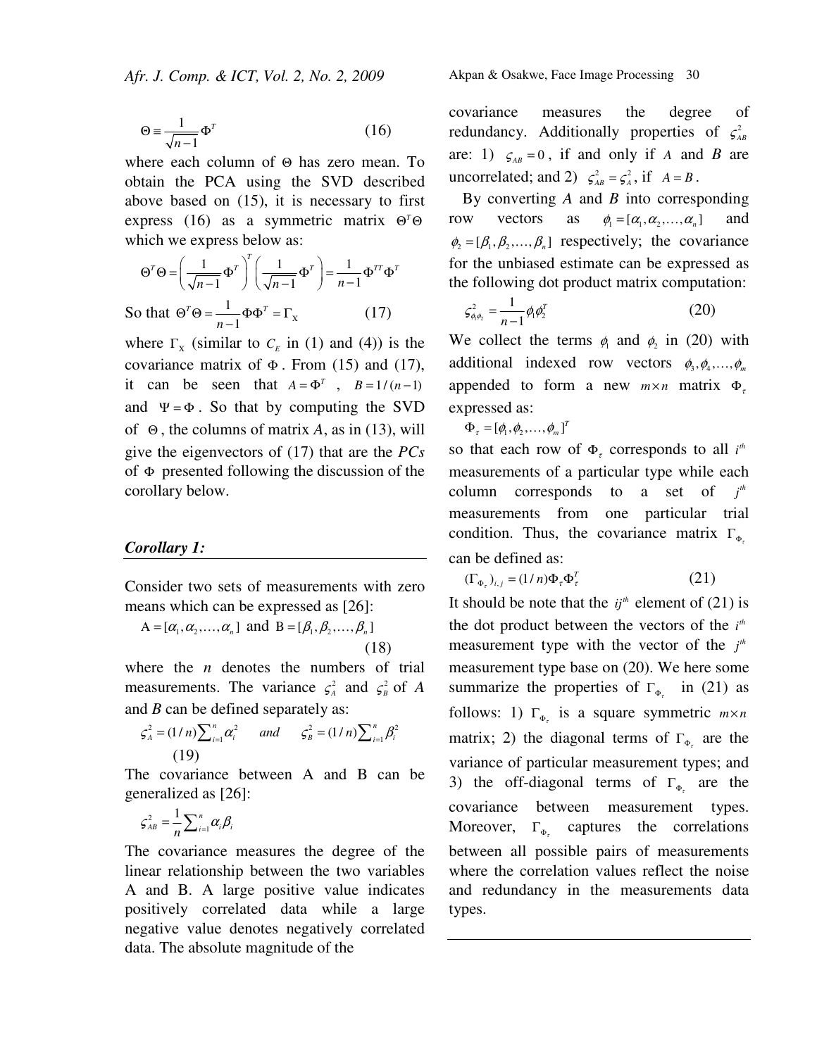$$\Theta \equiv \frac{1}{\sqrt{n-1}}\Phi^T \qquad (16)$$

where each column of $\Theta$ has zero mean. To obtain the PCA using the SVD described above based on (15), it is necessary to first express (16) as a symmetric matrix $\Theta^T\Theta$ which we express below as:

$$\Theta^T\Theta = \left(\frac{1}{\sqrt{n-1}}\Phi^T\right)^T\left(\frac{1}{\sqrt{n-1}}\Phi^T\right) = \frac{1}{n-1}\Phi^{TT}\Phi^T$$

So that $\Theta^T\Theta = \frac{1}{n-1}\Phi\Phi^T = \Gamma_X$ (17)

where $\Gamma_X$ (similar to $C_E$ in (1) and (4)) is the covariance matrix of $\Phi$. From (15) and (17), it can be seen that $A = \Phi^T$ , $B = 1/(n-1)$ and $\Psi = \Phi$. So that by computing the SVD of $\Theta$, the columns of matrix *A*, as in (13), will give the eigenvectors of (17) that are the *PCs* of $\Phi$ presented following the discussion of the corollary below.

***Corollary 1:***

Consider two sets of measurements with zero means which can be expressed as [26]:

$$A = [\alpha_1, \alpha_2, \ldots, \alpha_n] \text{ and } B = [\beta_1, \beta_2, \ldots, \beta_n] \qquad (18)$$

where the *n* denotes the numbers of trial measurements. The variance $\varsigma_A^2$ and $\varsigma_B^2$ of *A* and *B* can be defined separately as:

$$\varsigma_A^2 = (1/n)\sum_{i=1}^{n}\alpha_i^2 \quad \text{and} \quad \varsigma_B^2 = (1/n)\sum_{i=1}^{n}\beta_i^2 \qquad (19)$$

The covariance between A and B can be generalized as [26]:

$$\varsigma_{AB}^2 = \frac{1}{n}\sum_{i=1}^{n}\alpha_i\beta_i$$

The covariance measures the degree of the linear relationship between the two variables A and B. A large positive value indicates positively correlated data while a large negative value denotes negatively correlated data. The absolute magnitude of the covariance measures the degree of redundancy. Additionally properties of $\varsigma_{AB}^2$ are: 1) $\varsigma_{AB} = 0$, if and only if *A* and *B* are uncorrelated; and 2) $\varsigma_{AB}^2 = \varsigma_A^2$, if $A = B$.

By converting *A* and *B* into corresponding row vectors as $\phi_1 = [\alpha_1, \alpha_2, \ldots, \alpha_n]$ and $\phi_2 = [\beta_1, \beta_2, \ldots, \beta_n]$ respectively; the covariance for the unbiased estimate can be expressed as the following dot product matrix computation:

$$\varsigma_{\phi_1\phi_2}^2 = \frac{1}{n-1}\phi_1\phi_2^T \qquad (20)$$

We collect the terms $\phi_1$ and $\phi_2$ in (20) with additional indexed row vectors $\phi_3, \phi_4, \ldots, \phi_m$ appended to form a new $m \times n$ matrix $\Phi_\tau$ expressed as:

$$\Phi_\tau = [\phi_1, \phi_2, \ldots, \phi_m]^T$$

so that each row of $\Phi_\tau$ corresponds to all $i^{th}$ measurements of a particular type while each column corresponds to a set of $j^{th}$ measurements from one particular trial condition. Thus, the covariance matrix $\Gamma_{\Phi_\tau}$ can be defined as:

$$(\Gamma_{\Phi_\tau})_{i,j} = (1/n)\Phi_\tau\Phi_\tau^T \qquad (21)$$

It should be note that the $ij^{th}$ element of (21) is the dot product between the vectors of the $i^{th}$ measurement type with the vector of the $j^{th}$ measurement type base on (20). We here some summarize the properties of $\Gamma_{\Phi_\tau}$ in (21) as follows: 1) $\Gamma_{\Phi_\tau}$ is a square symmetric $m \times n$ matrix; 2) the diagonal terms of $\Gamma_{\Phi_\tau}$ are the variance of particular measurement types; and 3) the off-diagonal terms of $\Gamma_{\Phi_\tau}$ are the covariance between measurement types. Moreover, $\Gamma_{\Phi_\tau}$ captures the correlations between all possible pairs of measurements where the correlation values reflect the noise and redundancy in the measurements data types.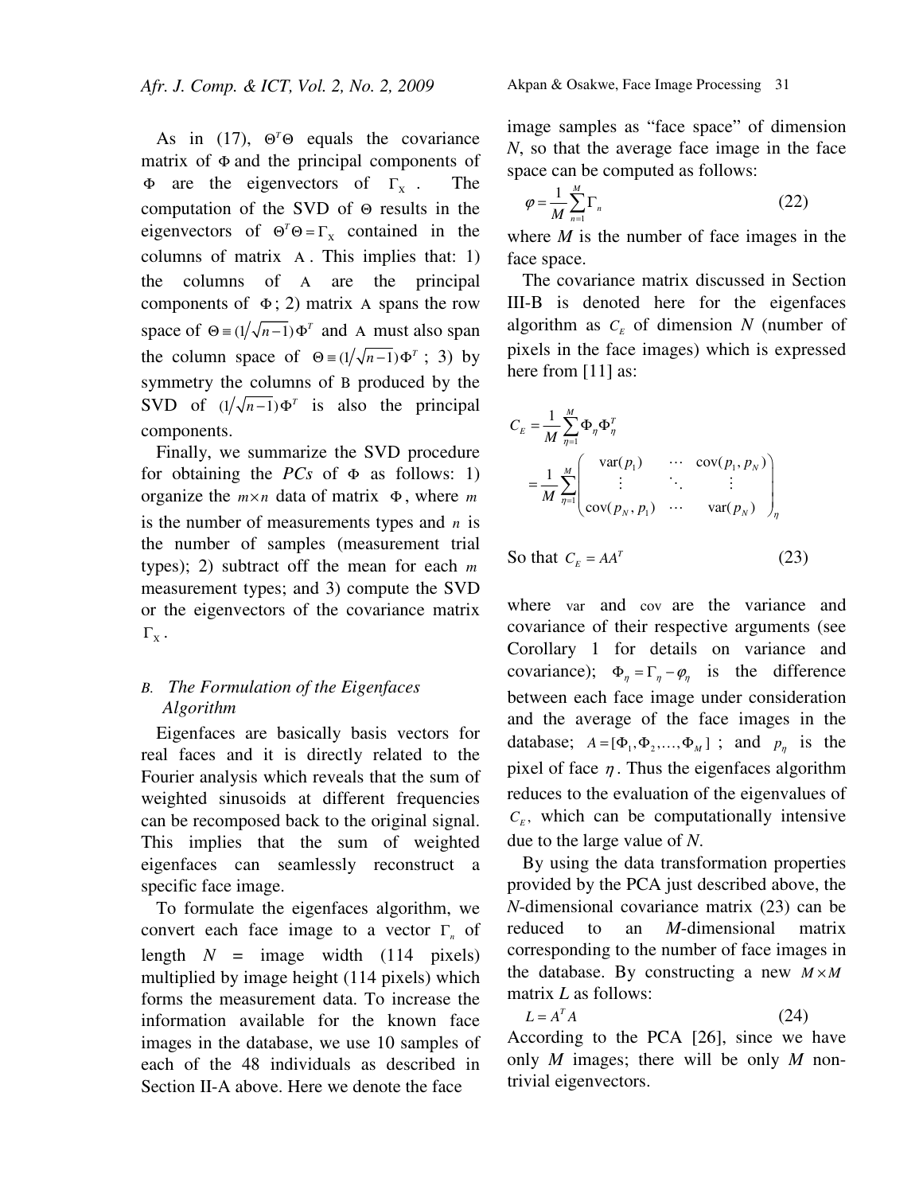As in (17), $\Theta^T\Theta$ equals the covariance matrix of $\Phi$ and the principal components of $\Phi$ are the eigenvectors of $\Gamma_X$. The computation of the SVD of $\Theta$ results in the eigenvectors of $\Theta^T\Theta = \Gamma_X$ contained in the columns of matrix $\mathrm{A}$. This implies that: 1) the columns of $\mathrm{A}$ are the principal components of $\Phi$; 2) matrix $\mathrm{A}$ spans the row space of $\Theta \equiv (1/\sqrt{n-1})\Phi^T$ and $\mathrm{A}$ must also span the column space of $\Theta \equiv (1/\sqrt{n-1})\Phi^T$; 3) by symmetry the columns of $\mathrm{B}$ produced by the SVD of $(1/\sqrt{n-1})\Phi^T$ is also the principal components.

Finally, we summarize the SVD procedure for obtaining the *PCs* of $\Phi$ as follows: 1) organize the $m \times n$ data of matrix $\Phi$, where $m$ is the number of measurements types and $n$ is the number of samples (measurement trial types); 2) subtract off the mean for each $m$ measurement types; and 3) compute the SVD or the eigenvectors of the covariance matrix $\Gamma_X$.

### B. *The Formulation of the Eigenfaces Algorithm*

Eigenfaces are basically basis vectors for real faces and it is directly related to the Fourier analysis which reveals that the sum of weighted sinusoids at different frequencies can be recomposed back to the original signal. This implies that the sum of weighted eigenfaces can seamlessly reconstruct a specific face image.

To formulate the eigenfaces algorithm, we convert each face image to a vector $\Gamma_n$ of length $N$ = image width (114 pixels) multiplied by image height (114 pixels) which forms the measurement data. To increase the information available for the known face images in the database, we use 10 samples of each of the 48 individuals as described in Section II-A above. Here we denote the face image samples as "face space" of dimension $N$, so that the average face image in the face space can be computed as follows:

$$\varphi = \frac{1}{M}\sum_{n=1}^{M}\Gamma_n \tag{22}$$

where $M$ is the number of face images in the face space.

The covariance matrix discussed in Section III-B is denoted here for the eigenfaces algorithm as $C_E$ of dimension $N$ (number of pixels in the face images) which is expressed here from [11] as:

$$C_E = \frac{1}{M}\sum_{\eta=1}^{M}\Phi_\eta\Phi_\eta^T$$

$$= \frac{1}{M}\sum_{\eta=1}^{M}\begin{pmatrix} \mathrm{var}(p_1) & \cdots & \mathrm{cov}(p_1, p_N) \\ \vdots & \ddots & \vdots \\ \mathrm{cov}(p_N, p_1) & \cdots & \mathrm{var}(p_N) \end{pmatrix}_\eta$$

So that $C_E = AA^T$ (23)

where var and cov are the variance and covariance of their respective arguments (see Corollary 1 for details on variance and covariance); $\Phi_\eta = \Gamma_\eta - \varphi_\eta$ is the difference between each face image under consideration and the average of the face images in the database; $A = [\Phi_1, \Phi_2, \ldots, \Phi_M]$ ; and $p_\eta$ is the pixel of face $\eta$. Thus the eigenfaces algorithm reduces to the evaluation of the eigenvalues of $C_E$, which can be computationally intensive due to the large value of $N$.

By using the data transformation properties provided by the PCA just described above, the $N$-dimensional covariance matrix (23) can be reduced to an $M$-dimensional matrix corresponding to the number of face images in the database. By constructing a new $M \times M$ matrix $L$ as follows:

$$L = A^T A \tag{24}$$

According to the PCA [26], since we have only $M$ images; there will be only $M$ non-trivial eigenvectors.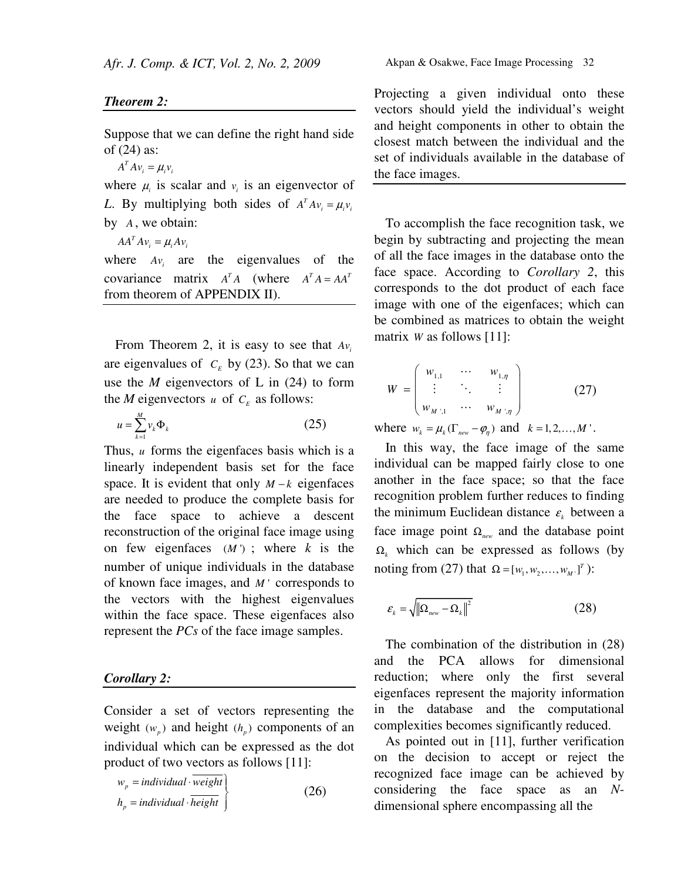***Theorem 2:***

Suppose that we can define the right hand side of (24) as:

$A^T A v_i = \mu_i v_i$

where $\mu_i$ is scalar and $v_i$ is an eigenvector of *L*. By multiplying both sides of $A^T A v_i = \mu_i v_i$ by $A$, we obtain:

$AA^T A v_i = \mu_i A v_i$

where $Av_i$ are the eigenvalues of the covariance matrix $A^T A$ (where $A^T A = AA^T$ from theorem of APPENDIX II).

From Theorem 2, it is easy to see that $Av_i$ are eigenvalues of $C_E$ by (23). So that we can use the *M* eigenvectors of L in (24) to form the *M* eigenvectors $u$ of $C_E$ as follows:

$$u = \sum_{k=1}^{M} v_k \Phi_k \tag{25}$$

Thus, $u$ forms the eigenfaces basis which is a linearly independent basis set for the face space. It is evident that only $M-k$ eigenfaces are needed to produce the complete basis for the face space to achieve a descent reconstruction of the original face image using on few eigenfaces $(M')$; where *k* is the number of unique individuals in the database of known face images, and $M'$ corresponds to the vectors with the highest eigenvalues within the face space. These eigenfaces also represent the *PCs* of the face image samples.

***Corollary 2:***

Consider a set of vectors representing the weight $(w_p)$ and height $(h_p)$ components of an individual which can be expressed as the dot product of two vectors as follows [11]:

$$\left.\begin{aligned} w_p &= individual \cdot \overline{weight} \\ h_p &= individual \cdot \overline{height} \end{aligned}\right\} \tag{26}$$

Projecting a given individual onto these vectors should yield the individual's weight and height components in other to obtain the closest match between the individual and the set of individuals available in the database of the face images.

To accomplish the face recognition task, we begin by subtracting and projecting the mean of all the face images in the database onto the face space. According to *Corollary 2*, this corresponds to the dot product of each face image with one of the eigenfaces; which can be combined as matrices to obtain the weight matrix $W$ as follows [11]:

$$W = \begin{pmatrix} w_{1,1} & \cdots & w_{1,\eta} \\ \vdots & \ddots & \vdots \\ w_{M',1} & \cdots & w_{M',\eta} \end{pmatrix} \tag{27}$$

where $w_k = \mu_k(\Gamma_{new} - \varphi_\eta)$ and $k = 1, 2, \ldots, M'$.

In this way, the face image of the same individual can be mapped fairly close to one another in the face space; so that the face recognition problem further reduces to finding the minimum Euclidean distance $\varepsilon_k$ between a face image point $\Omega_{new}$ and the database point $\Omega_k$ which can be expressed as follows (by noting from (27) that $\Omega = [w_1, w_2, \ldots, w_{M'}]^T$):

$$\varepsilon_k = \sqrt{\left\|\Omega_{new} - \Omega_k\right\|^2} \tag{28}$$

The combination of the distribution in (28) and the PCA allows for dimensional reduction; where only the first several eigenfaces represent the majority information in the database and the computational complexities becomes significantly reduced.

As pointed out in [11], further verification on the decision to accept or reject the recognized face image can be achieved by considering the face space as an *N*-dimensional sphere encompassing all the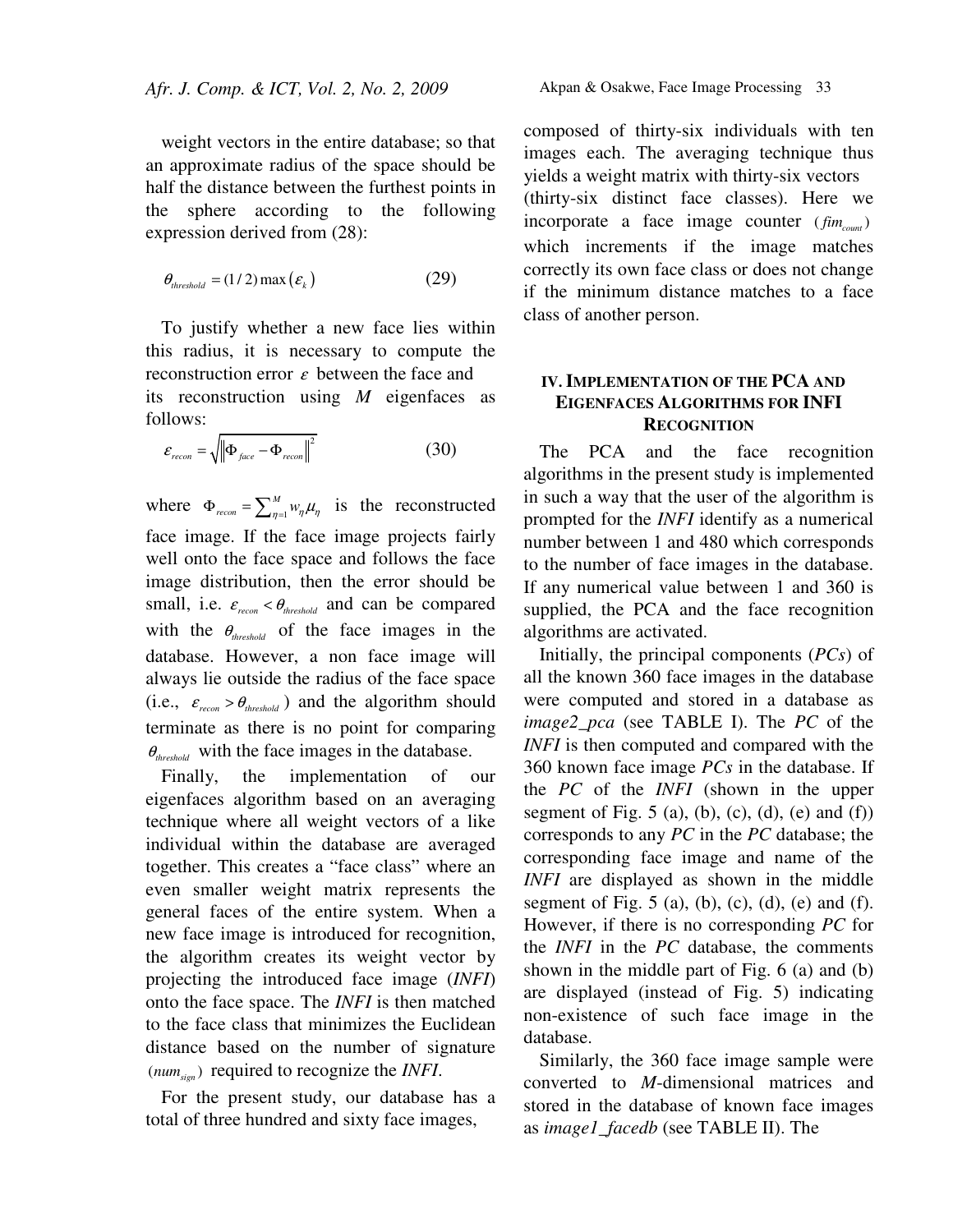weight vectors in the entire database; so that an approximate radius of the space should be half the distance between the furthest points in the sphere according to the following expression derived from (28):

$$\theta_{threshold} = (1/2)\max(\varepsilon_k) \tag{29}$$

To justify whether a new face lies within this radius, it is necessary to compute the reconstruction error $\varepsilon$ between the face and its reconstruction using $M$ eigenfaces as follows:

$$\varepsilon_{recon} = \sqrt{\left\|\Phi_{face} - \Phi_{recon}\right\|^2} \tag{30}$$

where $\Phi_{recon} = \sum_{\eta=1}^{M} w_\eta \mu_\eta$ is the reconstructed face image. If the face image projects fairly well onto the face space and follows the face image distribution, then the error should be small, i.e. $\varepsilon_{recon} < \theta_{threshold}$ and can be compared with the $\theta_{threshold}$ of the face images in the database. However, a non face image will always lie outside the radius of the face space (i.e., $\varepsilon_{recon} > \theta_{threshold}$) and the algorithm should terminate as there is no point for comparing $\theta_{threshold}$ with the face images in the database.

Finally, the implementation of our eigenfaces algorithm based on an averaging technique where all weight vectors of a like individual within the database are averaged together. This creates a "face class" where an even smaller weight matrix represents the general faces of the entire system. When a new face image is introduced for recognition, the algorithm creates its weight vector by projecting the introduced face image (*INFI*) onto the face space. The *INFI* is then matched to the face class that minimizes the Euclidean distance based on the number of signature $(num_{sign})$ required to recognize the *INFI*.

For the present study, our database has a total of three hundred and sixty face images, composed of thirty-six individuals with ten images each. The averaging technique thus yields a weight matrix with thirty-six vectors (thirty-six distinct face classes). Here we incorporate a face image counter $(fim_{count})$ which increments if the image matches correctly its own face class or does not change if the minimum distance matches to a face class of another person.

## IV. Implementation of the PCA and Eigenfaces Algorithms for INFI Recognition

The PCA and the face recognition algorithms in the present study is implemented in such a way that the user of the algorithm is prompted for the *INFI* identify as a numerical number between 1 and 480 which corresponds to the number of face images in the database. If any numerical value between 1 and 360 is supplied, the PCA and the face recognition algorithms are activated.

Initially, the principal components (*PCs*) of all the known 360 face images in the database were computed and stored in a database as *image2_pca* (see TABLE I). The *PC* of the *INFI* is then computed and compared with the 360 known face image *PCs* in the database. If the *PC* of the *INFI* (shown in the upper segment of Fig. 5 (a), (b), (c), (d), (e) and (f)) corresponds to any *PC* in the *PC* database; the corresponding face image and name of the *INFI* are displayed as shown in the middle segment of Fig. 5 (a), (b), (c), (d), (e) and (f). However, if there is no corresponding *PC* for the *INFI* in the *PC* database, the comments shown in the middle part of Fig. 6 (a) and (b) are displayed (instead of Fig. 5) indicating non-existence of such face image in the database.

Similarly, the 360 face image sample were converted to *M*-dimensional matrices and stored in the database of known face images as *image1_facedb* (see TABLE II). The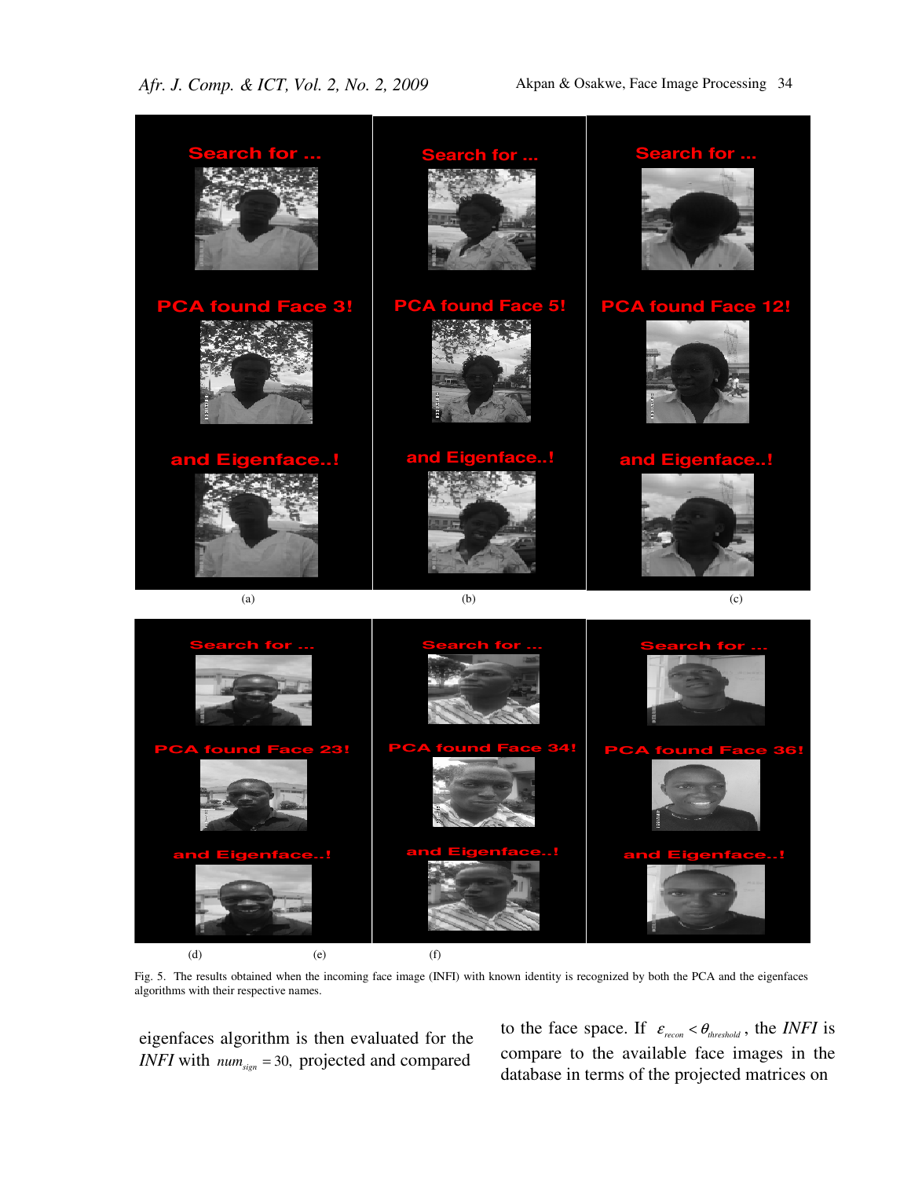Fig. 5. The results obtained when the incoming face image (INFI) with known identity is recognized by both the PCA and the eigenfaces algorithms with their respective names.

eigenfaces algorithm is then evaluated for the *INFI* with $num_{sign} = 30,$ projected and compared to the face space. If $\varepsilon_{recon} < \theta_{threshold}$, the *INFI* is compare to the available face images in the database in terms of the projected matrices on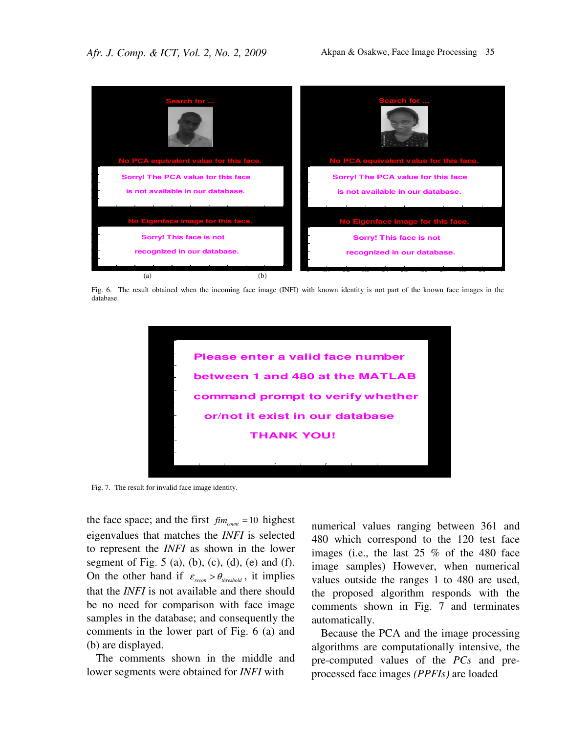Fig. 6. The result obtained when the incoming face image (INFI) with known identity is not part of the known face images in the database.

Fig. 7. The result for invalid face image identity.

the face space; and the first $fim_{count} = 10$ highest eigenvalues that matches the *INFI* is selected to represent the *INFI* as shown in the lower segment of Fig. 5 (a), (b), (c), (d), (e) and (f). On the other hand if $\varepsilon_{recon} > \theta_{threshold}$, it implies that the *INFI* is not available and there should be no need for comparison with face image samples in the database; and consequently the comments in the lower part of Fig. 6 (a) and (b) are displayed.

The comments shown in the middle and lower segments were obtained for *INFI* with numerical values ranging between 361 and 480 which correspond to the 120 test face images (i.e., the last 25 % of the 480 face image samples) However, when numerical values outside the ranges 1 to 480 are used, the proposed algorithm responds with the comments shown in Fig. 7 and terminates automatically.

Because the PCA and the image processing algorithms are computationally intensive, the pre-computed values of the *PCs* and pre-processed face images *(PPFIs)* are loaded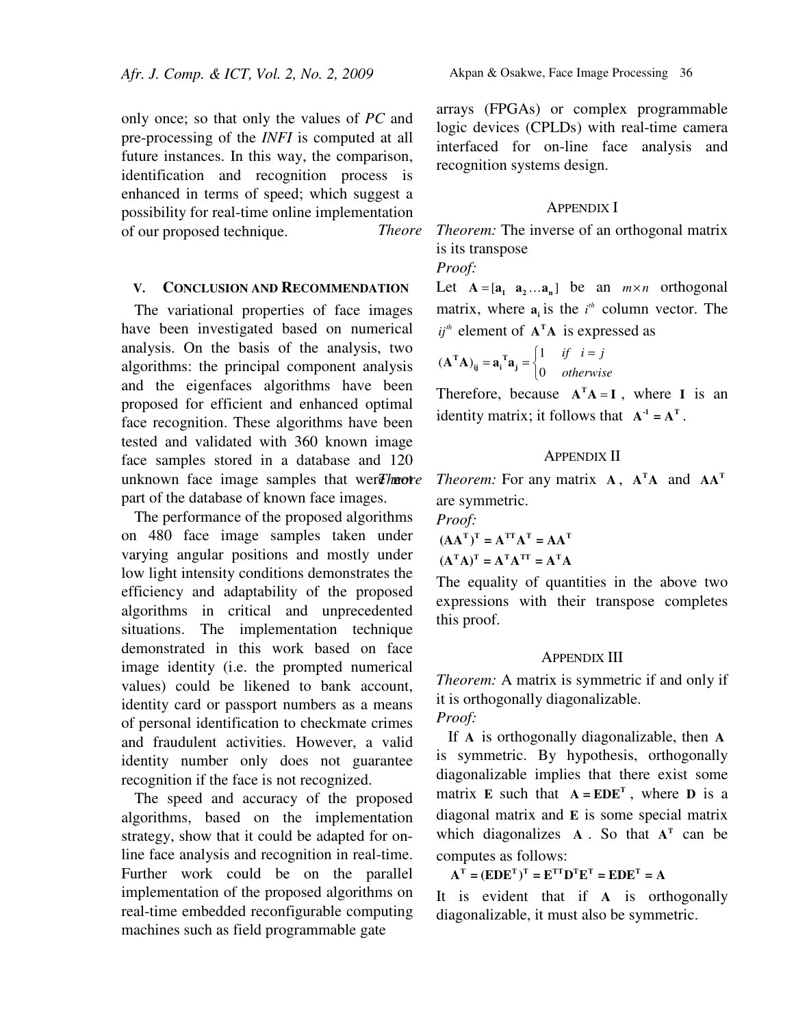only once; so that only the values of *PC* and pre-processing of the *INFI* is computed at all future instances. In this way, the comparison, identification and recognition process is enhanced in terms of speed; which suggest a possibility for real-time online implementation of our proposed technique.

## V. CONCLUSION AND RECOMMENDATION

The variational properties of face images have been investigated based on numerical analysis. On the basis of the analysis, two algorithms: the principal component analysis and the eigenfaces algorithms have been proposed for efficient and enhanced optimal face recognition. These algorithms have been tested and validated with 360 known image face samples stored in a database and 120 unknown face image samples that were not part of the database of known face images.

The performance of the proposed algorithms on 480 face image samples taken under varying angular positions and mostly under low light intensity conditions demonstrates the efficiency and adaptability of the proposed algorithms in critical and unprecedented situations. The implementation technique demonstrated in this work based on face image identity (i.e. the prompted numerical values) could be likened to bank account, identity card or passport numbers as a means of personal identification to checkmate crimes and fraudulent activities. However, a valid identity number only does not guarantee recognition if the face is not recognized.

The speed and accuracy of the proposed algorithms, based on the implementation strategy, show that it could be adapted for on-line face analysis and recognition in real-time. Further work could be on the parallel implementation of the proposed algorithms on real-time embedded reconfigurable computing machines such as field programmable gate arrays (FPGAs) or complex programmable logic devices (CPLDs) with real-time camera interfaced for on-line face analysis and recognition systems design.

## APPENDIX I

*Theorem:* The inverse of an orthogonal matrix is its transpose

*Proof:*

Let $\mathbf{A} = [\mathbf{a_1} \;\; \mathbf{a_2} \ldots \mathbf{a_n}]$ be an $m \times n$ orthogonal matrix, where $\mathbf{a_i}$ is the $i^{th}$ column vector. The $ij^{th}$ element of $\mathbf{A^T A}$ is expressed as

$$(\mathbf{A^T A})_{\mathbf{ij}} = \mathbf{a_i}^{\mathbf{T}} \mathbf{a_j} = \begin{cases} 1 & if \quad i = j \\ 0 & otherwise \end{cases}$$

Therefore, because $\mathbf{A^T A} = \mathbf{I}$, where $\mathbf{I}$ is an identity matrix; it follows that $\mathbf{A^{-1}} = \mathbf{A^T}$.

## APPENDIX II

*Theorem:* For any matrix $\mathbf{A}$, $\mathbf{A^T A}$ and $\mathbf{A A^T}$ are symmetric.

*Proof:*

$$(\mathbf{AA^T})^{\mathbf{T}} = \mathbf{A^{TT}A^T} = \mathbf{AA^T}$$

$$(\mathbf{A^T A})^{\mathbf{T}} = \mathbf{A^T A^{TT}} = \mathbf{A^T A}$$

The equality of quantities in the above two expressions with their transpose completes this proof.

## APPENDIX III

*Theorem:* A matrix is symmetric if and only if it is orthogonally diagonalizable.

*Proof:*

If $\mathbf{A}$ is orthogonally diagonalizable, then $\mathbf{A}$ is symmetric. By hypothesis, orthogonally diagonalizable implies that there exist some matrix $\mathbf{E}$ such that $\mathbf{A} = \mathbf{EDE^T}$, where $\mathbf{D}$ is a diagonal matrix and $\mathbf{E}$ is some special matrix which diagonalizes $\mathbf{A}$. So that $\mathbf{A^T}$ can be computes as follows:

$$\mathbf{A^T} = (\mathbf{EDE^T})^{\mathbf{T}} = \mathbf{E^{TT}D^T E^T} = \mathbf{EDE^T} = \mathbf{A}$$

It is evident that if $\mathbf{A}$ is orthogonally diagonalizable, it must also be symmetric.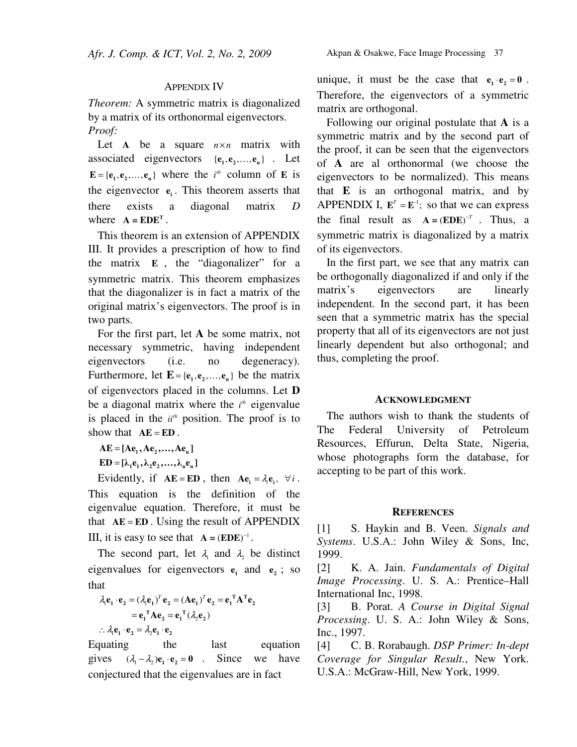## APPENDIX IV

*Theorem:* A symmetric matrix is diagonalized by a matrix of its orthonormal eigenvectors.

*Proof:*

Let $\mathbf{A}$ be a square $n \times n$ matrix with associated eigenvectors $\{\mathbf{e_1}, \mathbf{e_2}, \ldots, \mathbf{e_n}\}$. Let $\mathbf{E} = \{\mathbf{e_1}, \mathbf{e_2}, \ldots, \mathbf{e_n}\}$ where the $i^{th}$ column of $\mathbf{E}$ is the eigenvector $\mathbf{e_i}$. This theorem asserts that there exists a diagonal matrix $D$ where $\mathbf{A} = \mathbf{EDE^T}$.

This theorem is an extension of APPENDIX III. It provides a prescription of how to find the matrix $\mathbf{E}$, the "diagonalizer" for a symmetric matrix. This theorem emphasizes that the diagonalizer is in fact a matrix of the original matrix's eigenvectors. The proof is in two parts.

For the first part, let **A** be some matrix, not necessary symmetric, having independent eigenvectors (i.e. no degeneracy). Furthermore, let $\mathbf{E} = \{\mathbf{e_1}, \mathbf{e_2}, \ldots, \mathbf{e_n}\}$ be the matrix of eigenvectors placed in the columns. Let **D** be a diagonal matrix where the $i^{th}$ eigenvalue is placed in the $ii^{th}$ position. The proof is to show that $\mathbf{AE} = \mathbf{ED}$.

$$\mathbf{AE} = [\mathbf{Ae_1}, \mathbf{Ae_2}, \ldots, \mathbf{Ae_n}]$$

$$\mathbf{ED} = [\boldsymbol{\lambda_1}\mathbf{e_1}, \boldsymbol{\lambda_2}\mathbf{e_2}, \ldots, \boldsymbol{\lambda_n}\mathbf{e_n}]$$

Evidently, if $\mathbf{AE} = \mathbf{ED}$, then $\mathbf{Ae_i} = \lambda_i \mathbf{e_i}, \ \forall i$. This equation is the definition of the eigenvalue equation. Therefore, it must be that $\mathbf{AE} = \mathbf{ED}$. Using the result of APPENDIX III, it is easy to see that $\mathbf{A} = (\mathbf{EDE})^{-1}$.

The second part, let $\lambda_1$ and $\lambda_2$ be distinct eigenvalues for eigenvectors $\mathbf{e_1}$ and $\mathbf{e_2}$; so that

$$\lambda_1 \mathbf{e_1} \cdot \mathbf{e_2} = (\lambda_1 \mathbf{e_1})^T \mathbf{e_2} = (\mathbf{Ae_1})^T \mathbf{e_2} = \mathbf{e_1}^\mathbf{T} \mathbf{A}^\mathbf{T} \mathbf{e_2}$$
$$= \mathbf{e_1}^\mathbf{T} \mathbf{Ae_2} = \mathbf{e_1}^\mathbf{T} (\lambda_2 \mathbf{e_2})$$
$$\therefore \lambda_1 \mathbf{e_1} \cdot \mathbf{e_2} = \lambda_2 \mathbf{e_1} \cdot \mathbf{e_2}$$

Equating the last equation gives $(\lambda_1 - \lambda_2)\mathbf{e_1} \cdot \mathbf{e_2} = \mathbf{0}$. Since we have conjectured that the eigenvalues are in fact unique, it must be the case that $\mathbf{e_1} \cdot \mathbf{e_2} = \mathbf{0}$. Therefore, the eigenvectors of a symmetric matrix are orthogonal.

Following our original postulate that **A** is a symmetric matrix and by the second part of the proof, it can be seen that the eigenvectors of **A** are al orthonormal (we choose the eigenvectors to be normalized). This means that **E** is an orthogonal matrix, and by APPENDIX I, $\mathbf{E}^T = \mathbf{E}^{-1}$; so that we can express the final result as $\mathbf{A} = (\mathbf{EDE})^{-T}$. Thus, a symmetric matrix is diagonalized by a matrix of its eigenvectors.

In the first part, we see that any matrix can be orthogonally diagonalized if and only if the matrix's eigenvectors are linearly independent. In the second part, it has been seen that a symmetric matrix has the special property that all of its eigenvectors are not just linearly dependent but also orthogonal; and thus, completing the proof.

## ACKNOWLEDGMENT

The authors wish to thank the students of The Federal University of Petroleum Resources, Effurun, Delta State, Nigeria, whose photographs form the database, for accepting to be part of this work.

## REFERENCES

[1] S. Haykin and B. Veen. *Signals and Systems*. U.S.A.: John Wiley & Sons, Inc, 1999.

[2] K. A. Jain. *Fundamentals of Digital Image Processing*. U. S. A.: Prentice–Hall International Inc, 1998.

[3] B. Porat. *A Course in Digital Signal Processing*. U. S. A.: John Wiley & Sons, Inc., 1997.

[4] C. B. Rorabaugh. *DSP Primer: In-dept Coverage for Singular Result.*, New York. U.S.A.: McGraw-Hill, New York, 1999.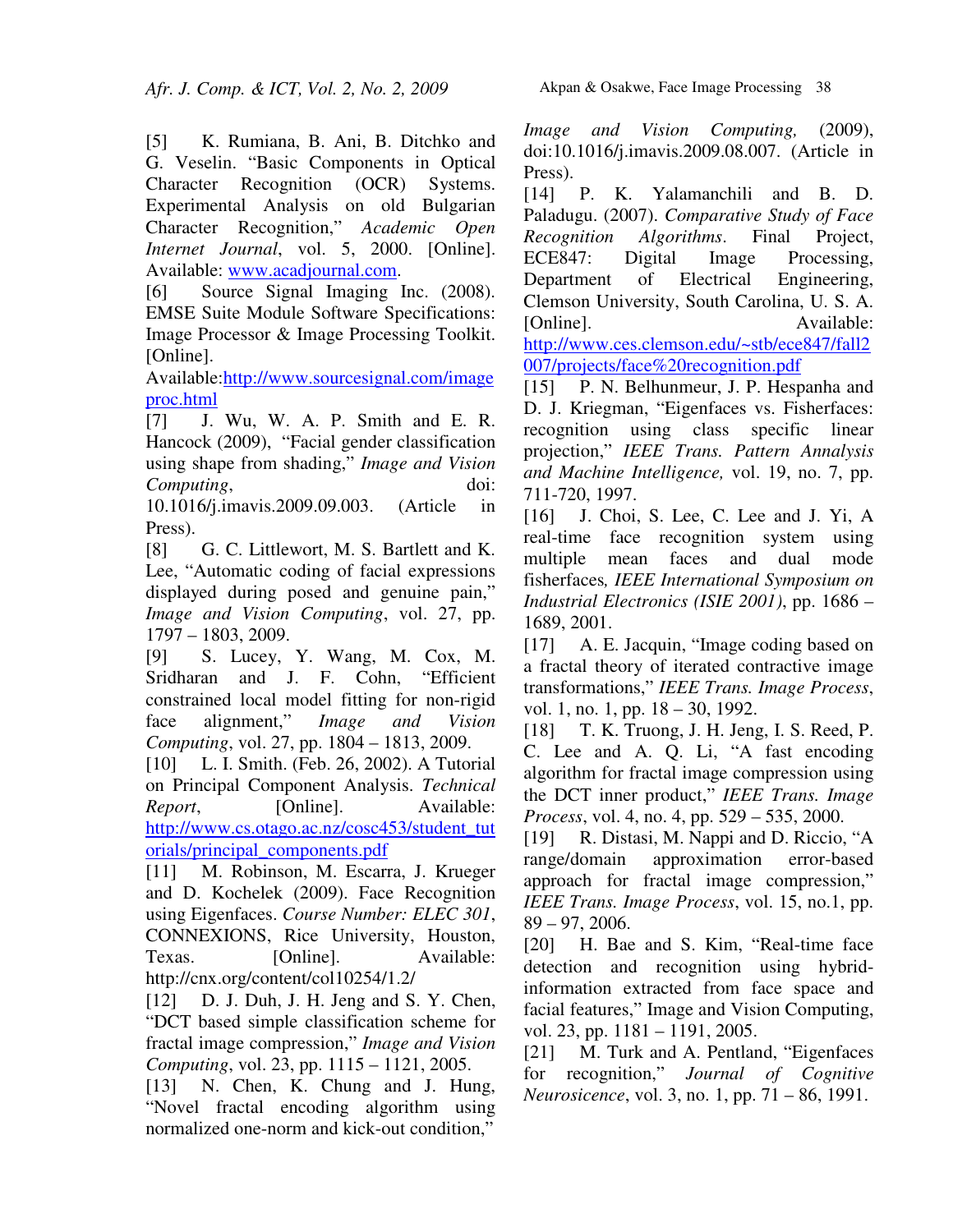[5] K. Rumiana, B. Ani, B. Ditchko and G. Veselin. "Basic Components in Optical Character Recognition (OCR) Systems. Experimental Analysis on old Bulgarian Character Recognition," *Academic Open Internet Journal*, vol. 5, 2000. [Online]. Available: www.acadjournal.com.

[6] Source Signal Imaging Inc. (2008). EMSE Suite Module Software Specifications: Image Processor & Image Processing Toolkit. [Online]. Available:http://www.sourcesignal.com/imageproc.html

[7] J. Wu, W. A. P. Smith and E. R. Hancock (2009), "Facial gender classification using shape from shading," *Image and Vision Computing*, doi: 10.1016/j.imavis.2009.09.003. (Article in Press).

[8] G. C. Littlewort, M. S. Bartlett and K. Lee, "Automatic coding of facial expressions displayed during posed and genuine pain," *Image and Vision Computing*, vol. 27, pp. 1797 – 1803, 2009.

[9] S. Lucey, Y. Wang, M. Cox, M. Sridharan and J. F. Cohn, "Efficient constrained local model fitting for non-rigid face alignment," *Image and Vision Computing*, vol. 27, pp. 1804 – 1813, 2009.

[10] L. I. Smith. (Feb. 26, 2002). A Tutorial on Principal Component Analysis. *Technical Report*, [Online]. Available: http://www.cs.otago.ac.nz/cosc453/student_tutorials/principal_components.pdf

[11] M. Robinson, M. Escarra, J. Krueger and D. Kochelek (2009). Face Recognition using Eigenfaces. *Course Number: ELEC 301*, CONNEXIONS, Rice University, Houston, Texas. [Online]. Available: http://cnx.org/content/col10254/1.2/

[12] D. J. Duh, J. H. Jeng and S. Y. Chen, "DCT based simple classification scheme for fractal image compression," *Image and Vision Computing*, vol. 23, pp. 1115 – 1121, 2005.

[13] N. Chen, K. Chung and J. Hung, "Novel fractal encoding algorithm using normalized one-norm and kick-out condition," *Image and Vision Computing,* (2009), doi:10.1016/j.imavis.2009.08.007. (Article in Press).

[14] P. K. Yalamanchili and B. D. Paladugu. (2007). *Comparative Study of Face Recognition Algorithms*. Final Project, ECE847: Digital Image Processing, Department of Electrical Engineering, Clemson University, South Carolina, U. S. A. [Online]. Available: http://www.ces.clemson.edu/~stb/ece847/fall2007/projects/face%20recognition.pdf

[15] P. N. Belhunmeur, J. P. Hespanha and D. J. Kriegman, "Eigenfaces vs. Fisherfaces: recognition using class specific linear projection," *IEEE Trans. Pattern Annalysis and Machine Intelligence,* vol. 19, no. 7, pp. 711-720, 1997.

[16] J. Choi, S. Lee, C. Lee and J. Yi, A real-time face recognition system using multiple mean faces and dual mode fisherfaces*, IEEE International Symposium on Industrial Electronics (ISIE 2001)*, pp. 1686 – 1689, 2001.

[17] A. E. Jacquin, "Image coding based on a fractal theory of iterated contractive image transformations," *IEEE Trans. Image Process*, vol. 1, no. 1, pp. 18 – 30, 1992.

[18] T. K. Truong, J. H. Jeng, I. S. Reed, P. C. Lee and A. Q. Li, "A fast encoding algorithm for fractal image compression using the DCT inner product," *IEEE Trans. Image Process*, vol. 4, no. 4, pp. 529 – 535, 2000.

[19] R. Distasi, M. Nappi and D. Riccio, "A range/domain approximation error-based approach for fractal image compression," *IEEE Trans. Image Process*, vol. 15, no.1, pp. 89 – 97, 2006.

[20] H. Bae and S. Kim, "Real-time face detection and recognition using hybrid-information extracted from face space and facial features," Image and Vision Computing, vol. 23, pp. 1181 – 1191, 2005.

[21] M. Turk and A. Pentland, "Eigenfaces for recognition," *Journal of Cognitive Neuroscience*, vol. 3, no. 1, pp. 71 – 86, 1991.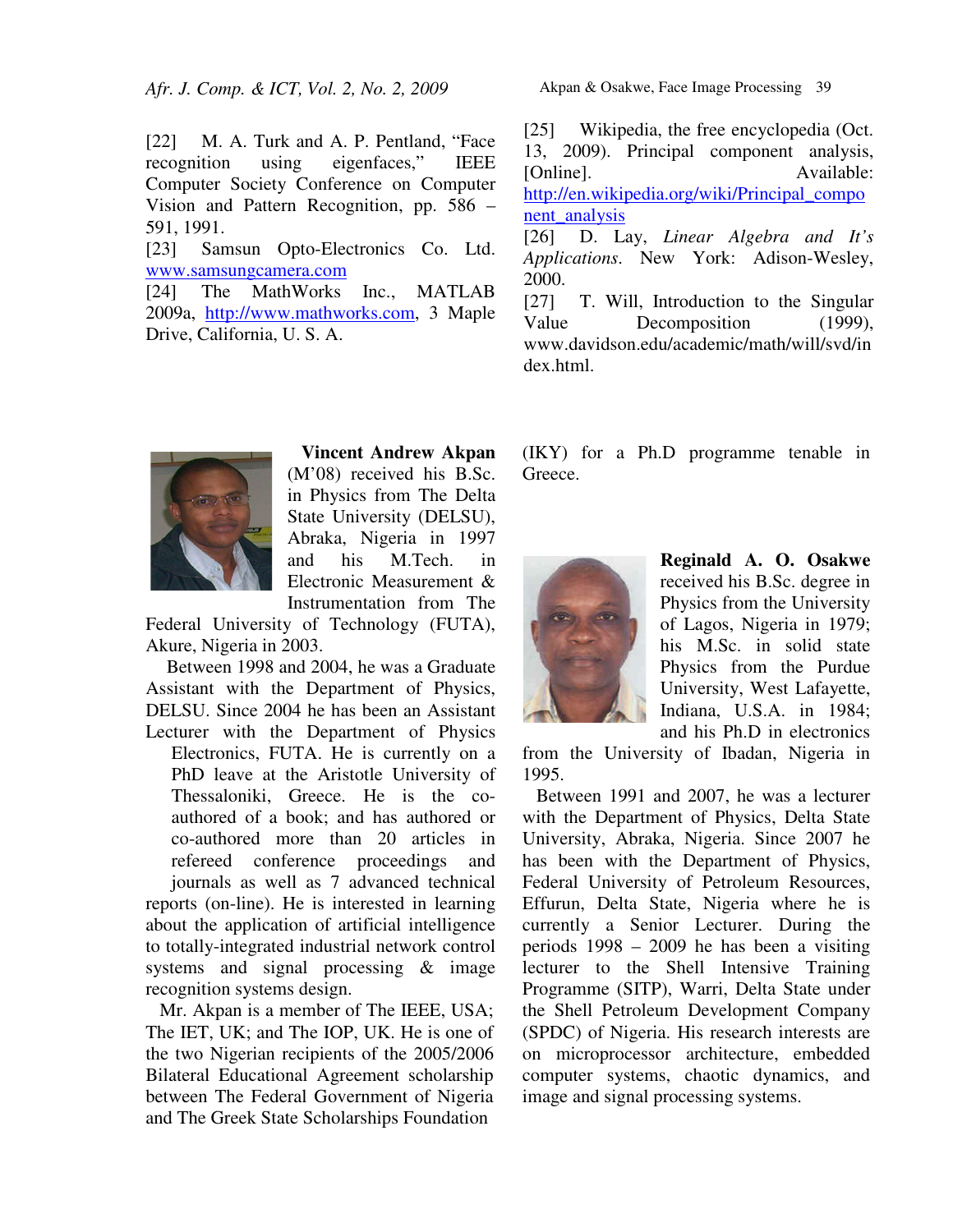[22] M. A. Turk and A. P. Pentland, "Face recognition using eigenfaces," IEEE Computer Society Conference on Computer Vision and Pattern Recognition, pp. 586 – 591, 1991.

[23] Samsun Opto-Electronics Co. Ltd. www.samsungcamera.com

[24] The MathWorks Inc., MATLAB 2009a, http://www.mathworks.com, 3 Maple Drive, California, U. S. A.

[25] Wikipedia, the free encyclopedia (Oct. 13, 2009). Principal component analysis, [Online]. Available: http://en.wikipedia.org/wiki/Principal_component_analysis

[26] D. Lay, *Linear Algebra and It's Applications*. New York: Adison-Wesley, 2000.

[27] T. Will, Introduction to the Singular Value Decomposition (1999), www.davidson.edu/academic/math/will/svd/index.html.

**Vincent Andrew Akpan** (M'08) received his B.Sc. in Physics from The Delta State University (DELSU), Abraka, Nigeria in 1997 and his M.Tech. in Electronic Measurement & Instrumentation from The Federal University of Technology (FUTA), Akure, Nigeria in 2003.

Between 1998 and 2004, he was a Graduate Assistant with the Department of Physics, DELSU. Since 2004 he has been an Assistant Lecturer with the Department of Physics Electronics, FUTA. He is currently on a PhD leave at the Aristotle University of Thessaloniki, Greece. He is the co-authored of a book; and has authored or co-authored more than 20 articles in refereed conference proceedings and journals as well as 7 advanced technical reports (on-line). He is interested in learning about the application of artificial intelligence to totally-integrated industrial network control systems and signal processing & image recognition systems design.

Mr. Akpan is a member of The IEEE, USA; The IET, UK; and The IOP, UK. He is one of the two Nigerian recipients of the 2005/2006 Bilateral Educational Agreement scholarship between The Federal Government of Nigeria and The Greek State Scholarships Foundation (IKY) for a Ph.D programme tenable in Greece.

**Reginald A. O. Osakwe** received his B.Sc. degree in Physics from the University of Lagos, Nigeria in 1979; his M.Sc. in solid state Physics from the Purdue University, West Lafayette, Indiana, U.S.A. in 1984; and his Ph.D in electronics from the University of Ibadan, Nigeria in 1995.

Between 1991 and 2007, he was a lecturer with the Department of Physics, Delta State University, Abraka, Nigeria. Since 2007 he has been with the Department of Physics, Federal University of Petroleum Resources, Effurun, Delta State, Nigeria where he is currently a Senior Lecturer. During the periods 1998 – 2009 he has been a visiting lecturer to the Shell Intensive Training Programme (SITP), Warri, Delta State under the Shell Petroleum Development Company (SPDC) of Nigeria. His research interests are on microprocessor architecture, embedded computer systems, chaotic dynamics, and image and signal processing systems.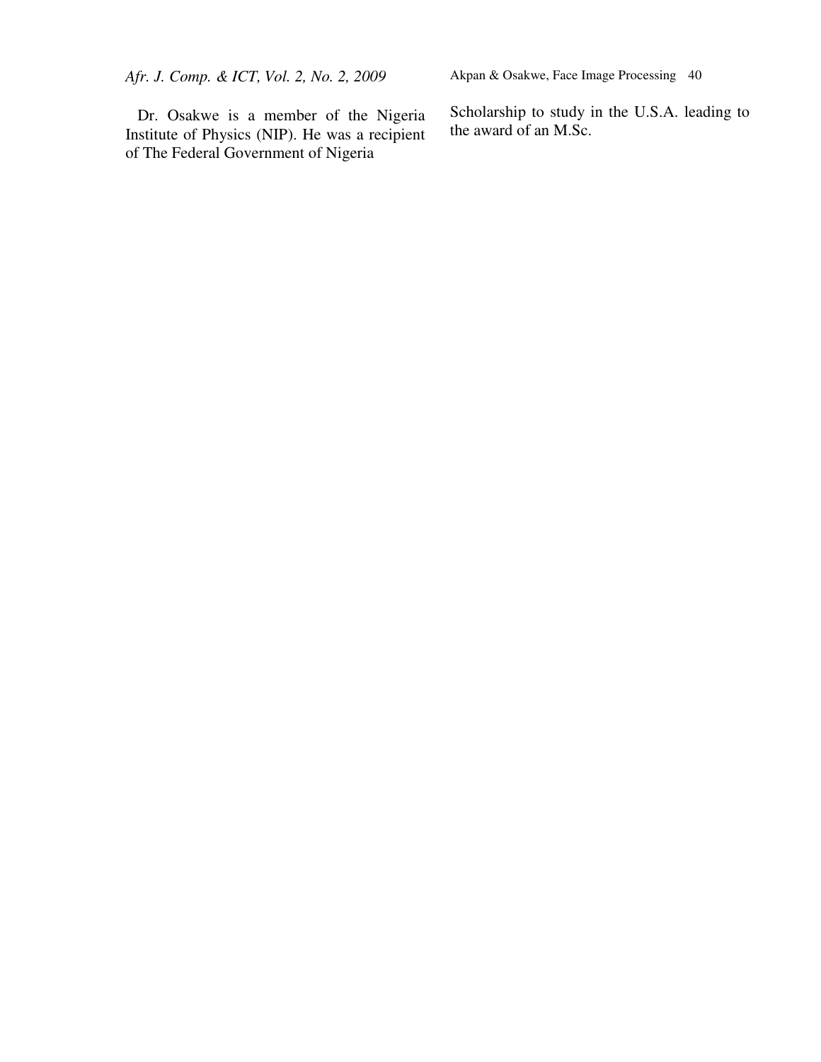Dr. Osakwe is a member of the Nigeria Institute of Physics (NIP). He was a recipient of The Federal Government of Nigeria Scholarship to study in the U.S.A. leading to the award of an M.Sc.